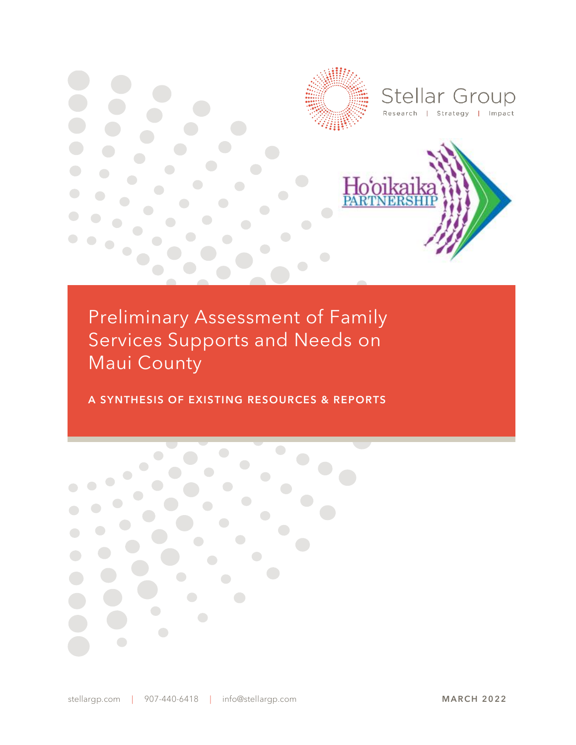Stellar Group

Research | Strategy | Impact

Ho'oikaika PARTNERSHIP

# Preliminary Assessment of Family Services Supports and Needs on Maui County

**A SYNTHESIS OF EXISTING RESOURCES & REPORTS**

stellargp.com | 907-440-6418 | info@stellargp.com

**MARCH 2022**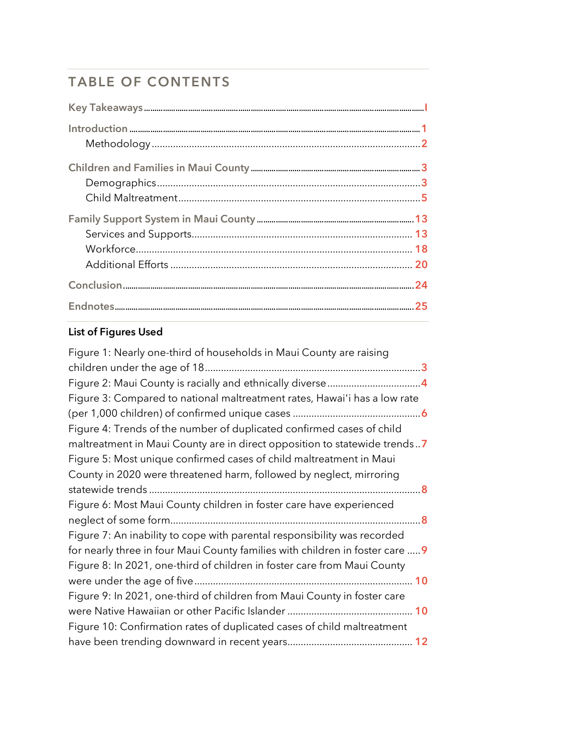# TABLE OF CONTENTS

**Key Takeaways** ........ I

**Introduction** ........ 1

- Methodology ........ 2

**Children and Families in Maui County** ........ 3

- Demographics ........ 3
- Child Maltreatment ........ 5

**Family Support System in Maui County** ........ 13

- Services and Supports ........ 13
- Workforce ........ 18
- Additional Efforts ........ 20

**Conclusion** ........ 24

**Endnotes** ........ 25

### List of Figures Used

Figure 1: Nearly one-third of households in Maui County are raising children under the age of 18 ........ 3

Figure 2: Maui County is racially and ethnically diverse ........ 4

Figure 3: Compared to national maltreatment rates, Hawaiʻi has a low rate (per 1,000 children) of confirmed unique cases ........ 6

Figure 4: Trends of the number of duplicated confirmed cases of child maltreatment in Maui County are in direct opposition to statewide trends ........ 7

Figure 5: Most unique confirmed cases of child maltreatment in Maui County in 2020 were threatened harm, followed by neglect, mirroring statewide trends ........ 8

Figure 6: Most Maui County children in foster care have experienced neglect of some form ........ 8

Figure 7: An inability to cope with parental responsibility was recorded for nearly three in four Maui County families with children in foster care ........ 9

Figure 8: In 2021, one-third of children in foster care from Maui County were under the age of five ........ 10

Figure 9: In 2021, one-third of children from Maui County in foster care were Native Hawaiian or other Pacific Islander ........ 10

Figure 10: Confirmation rates of duplicated cases of child maltreatment have been trending downward in recent years ........ 12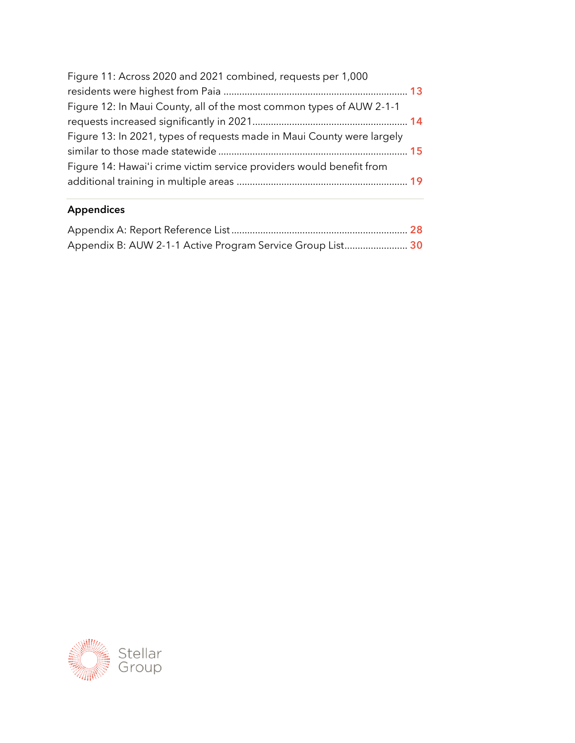Figure 11: Across 2020 and 2021 combined, requests per 1,000 residents were highest from Paia ..... 13

Figure 12: In Maui County, all of the most common types of AUW 2-1-1 requests increased significantly in 2021..... 14

Figure 13: In 2021, types of requests made in Maui County were largely similar to those made statewide ..... 15

Figure 14: Hawaiʻi crime victim service providers would benefit from additional training in multiple areas ..... 19

## Appendices

Appendix A: Report Reference List ..... 28

Appendix B: AUW 2-1-1 Active Program Service Group List..... 30

Stellar Group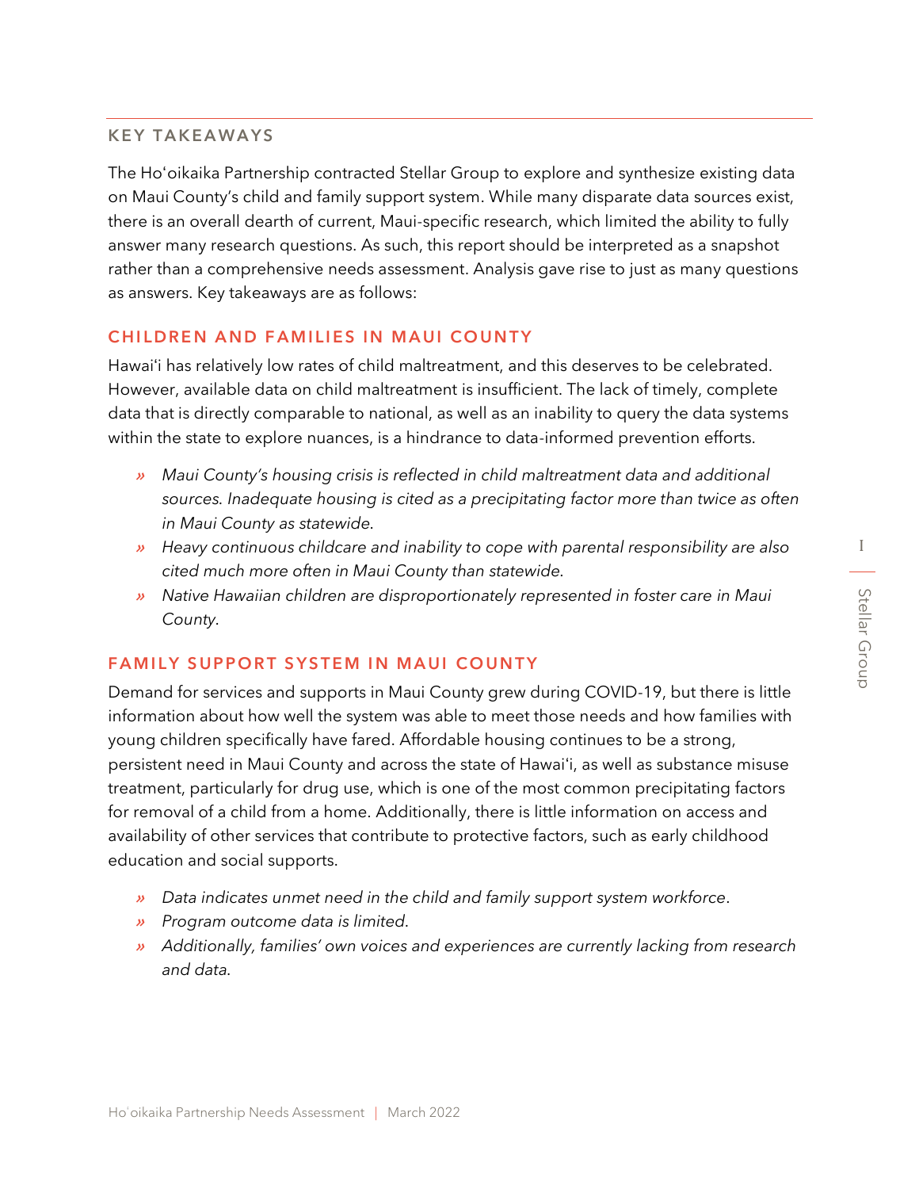## KEY TAKEAWAYS

The Ho'oikaika Partnership contracted Stellar Group to explore and synthesize existing data on Maui County's child and family support system. While many disparate data sources exist, there is an overall dearth of current, Maui-specific research, which limited the ability to fully answer many research questions. As such, this report should be interpreted as a snapshot rather than a comprehensive needs assessment. Analysis gave rise to just as many questions as answers. Key takeaways are as follows:

### CHILDREN AND FAMILIES IN MAUI COUNTY

Hawai'i has relatively low rates of child maltreatment, and this deserves to be celebrated. However, available data on child maltreatment is insufficient. The lack of timely, complete data that is directly comparable to national, as well as an inability to query the data systems within the state to explore nuances, is a hindrance to data-informed prevention efforts.

- *Maui County's housing crisis is reflected in child maltreatment data and additional sources. Inadequate housing is cited as a precipitating factor more than twice as often in Maui County as statewide.*
- *Heavy continuous childcare and inability to cope with parental responsibility are also cited much more often in Maui County than statewide.*
- *Native Hawaiian children are disproportionately represented in foster care in Maui County.*

### FAMILY SUPPORT SYSTEM IN MAUI COUNTY

Demand for services and supports in Maui County grew during COVID-19, but there is little information about how well the system was able to meet those needs and how families with young children specifically have fared. Affordable housing continues to be a strong, persistent need in Maui County and across the state of Hawai'i, as well as substance misuse treatment, particularly for drug use, which is one of the most common precipitating factors for removal of a child from a home. Additionally, there is little information on access and availability of other services that contribute to protective factors, such as early childhood education and social supports.

- *Data indicates unmet need in the child and family support system workforce.*
- *Program outcome data is limited.*
- *Additionally, families' own voices and experiences are currently lacking from research and data.*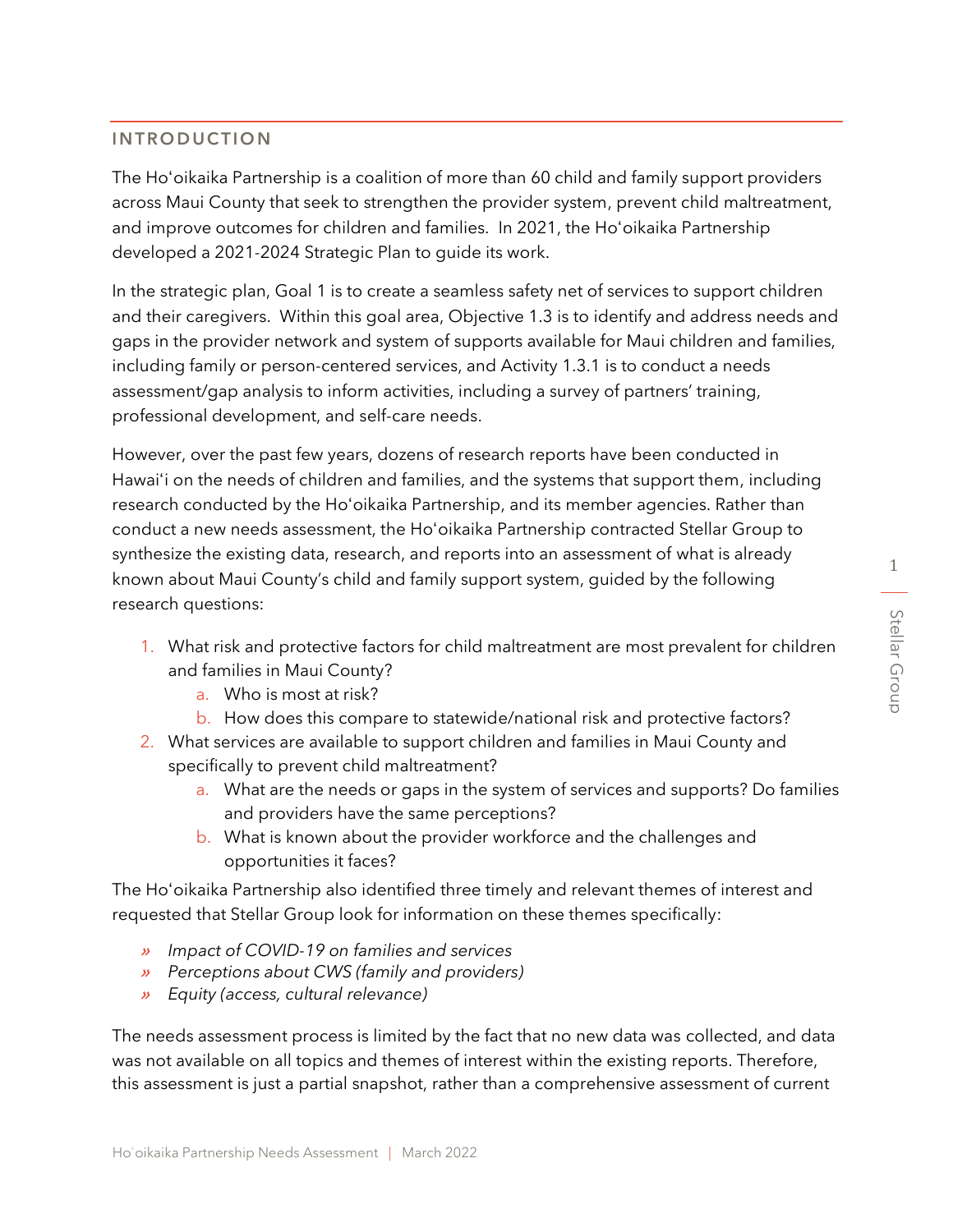## INTRODUCTION

The Hoʻoikaika Partnership is a coalition of more than 60 child and family support providers across Maui County that seek to strengthen the provider system, prevent child maltreatment, and improve outcomes for children and families. In 2021, the Hoʻoikaika Partnership developed a 2021-2024 Strategic Plan to guide its work.

In the strategic plan, Goal 1 is to create a seamless safety net of services to support children and their caregivers. Within this goal area, Objective 1.3 is to identify and address needs and gaps in the provider network and system of supports available for Maui children and families, including family or person-centered services, and Activity 1.3.1 is to conduct a needs assessment/gap analysis to inform activities, including a survey of partners' training, professional development, and self-care needs.

However, over the past few years, dozens of research reports have been conducted in Hawaiʻi on the needs of children and families, and the systems that support them, including research conducted by the Hoʻoikaika Partnership, and its member agencies. Rather than conduct a new needs assessment, the Hoʻoikaika Partnership contracted Stellar Group to synthesize the existing data, research, and reports into an assessment of what is already known about Maui County's child and family support system, guided by the following research questions:

1. What risk and protective factors for child maltreatment are most prevalent for children and families in Maui County?
   a. Who is most at risk?
   b. How does this compare to statewide/national risk and protective factors?
2. What services are available to support children and families in Maui County and specifically to prevent child maltreatment?
   a. What are the needs or gaps in the system of services and supports? Do families and providers have the same perceptions?
   b. What is known about the provider workforce and the challenges and opportunities it faces?

The Hoʻoikaika Partnership also identified three timely and relevant themes of interest and requested that Stellar Group look for information on these themes specifically:

- *Impact of COVID-19 on families and services*
- *Perceptions about CWS (family and providers)*
- *Equity (access, cultural relevance)*

The needs assessment process is limited by the fact that no new data was collected, and data was not available on all topics and themes of interest within the existing reports. Therefore, this assessment is just a partial snapshot, rather than a comprehensive assessment of current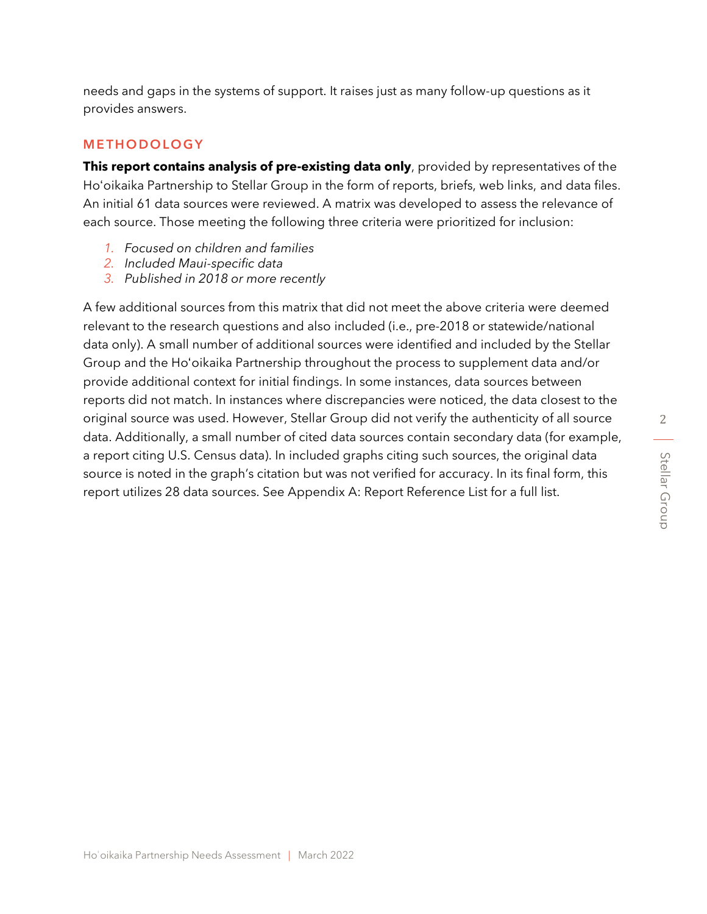needs and gaps in the systems of support. It raises just as many follow-up questions as it provides answers.

## METHODOLOGY

**This report contains analysis of pre-existing data only**, provided by representatives of the Hoʻoikaika Partnership to Stellar Group in the form of reports, briefs, web links, and data files. An initial 61 data sources were reviewed. A matrix was developed to assess the relevance of each source. Those meeting the following three criteria were prioritized for inclusion:

1. *Focused on children and families*
2. *Included Maui-specific data*
3. *Published in 2018 or more recently*

A few additional sources from this matrix that did not meet the above criteria were deemed relevant to the research questions and also included (i.e., pre-2018 or statewide/national data only). A small number of additional sources were identified and included by the Stellar Group and the Hoʻoikaika Partnership throughout the process to supplement data and/or provide additional context for initial findings. In some instances, data sources between reports did not match. In instances where discrepancies were noticed, the data closest to the original source was used. However, Stellar Group did not verify the authenticity of all source data. Additionally, a small number of cited data sources contain secondary data (for example, a report citing U.S. Census data). In included graphs citing such sources, the original data source is noted in the graph's citation but was not verified for accuracy. In its final form, this report utilizes 28 data sources. See Appendix A: Report Reference List for a full list.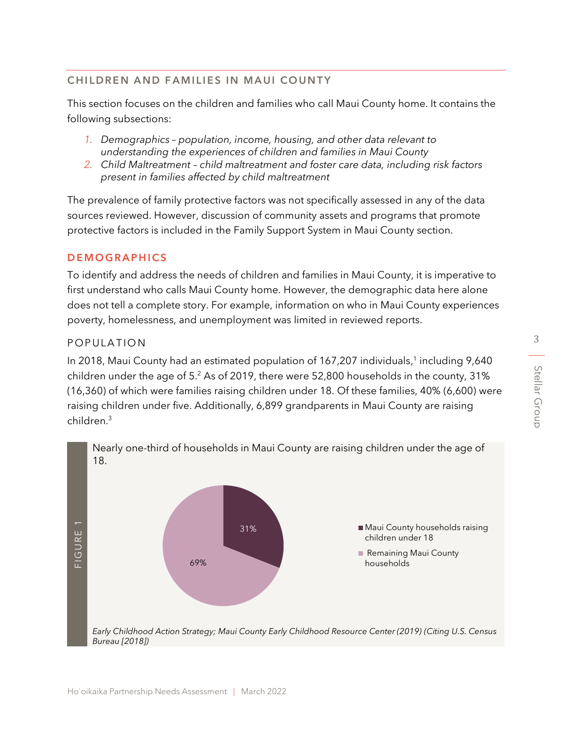## CHILDREN AND FAMILIES IN MAUI COUNTY

This section focuses on the children and families who call Maui County home. It contains the following subsections:

1. *Demographics – population, income, housing, and other data relevant to understanding the experiences of children and families in Maui County*
2. *Child Maltreatment – child maltreatment and foster care data, including risk factors present in families affected by child maltreatment*

The prevalence of family protective factors was not specifically assessed in any of the data sources reviewed. However, discussion of community assets and programs that promote protective factors is included in the Family Support System in Maui County section.

### DEMOGRAPHICS

To identify and address the needs of children and families in Maui County, it is imperative to first understand who calls Maui County home. However, the demographic data here alone does not tell a complete story. For example, information on who in Maui County experiences poverty, homelessness, and unemployment was limited in reviewed reports.

#### POPULATION

In 2018, Maui County had an estimated population of 167,207 individuals,[1] including 9,640 children under the age of 5.[2] As of 2019, there were 52,800 households in the county, 31% (16,360) of which were families raising children under 18. Of these families, 40% (6,600) were raising children under five. Additionally, 6,899 grandparents in Maui County are raising children.[3]

FIGURE 1

Nearly one-third of households in Maui County are raising children under the age of 18.

| Category | Percentage |
| --- | --- |
| Maui County households raising children under 18 | 31% |
| Remaining Maui County households | 69% |

*Early Childhood Action Strategy; Maui County Early Childhood Resource Center (2019) (Citing U.S. Census Bureau [2018])*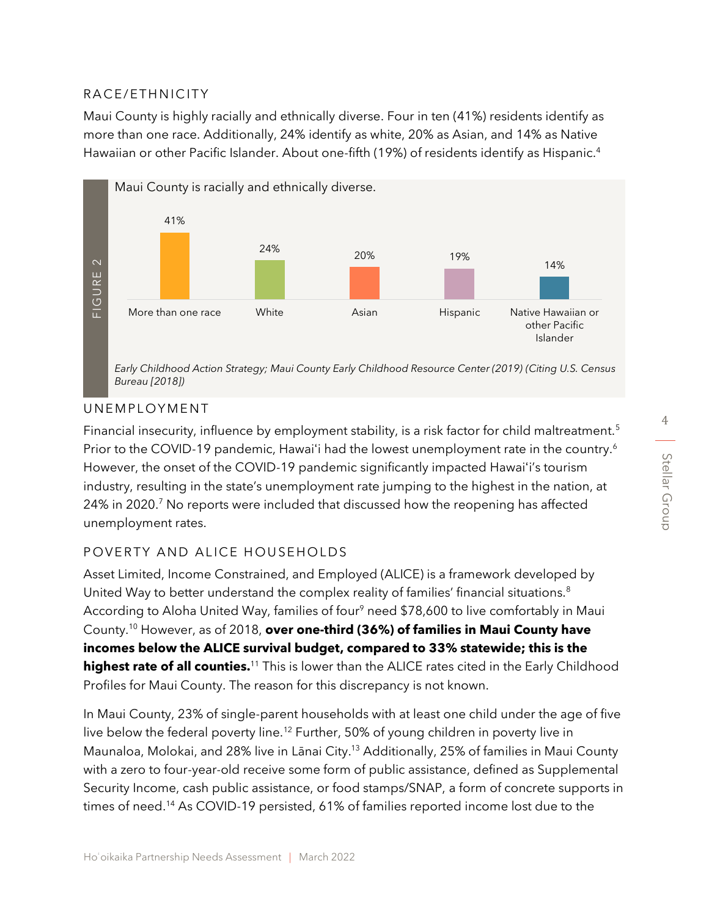### RACE/ETHNICITY

Maui County is highly racially and ethnically diverse. Four in ten (41%) residents identify as more than one race. Additionally, 24% identify as white, 20% as Asian, and 14% as Native Hawaiian or other Pacific Islander. About one-fifth (19%) of residents identify as Hispanic.[4]

FIGURE 2

Maui County is racially and ethnically diverse.

| More than one race | White | Asian | Hispanic | Native Hawaiian or other Pacific Islander |
|---|---|---|---|---|
| 41% | 24% | 20% | 19% | 14% |

*Early Childhood Action Strategy; Maui County Early Childhood Resource Center (2019) (Citing U.S. Census Bureau [2018])*

### UNEMPLOYMENT

Financial insecurity, influence by employment stability, is a risk factor for child maltreatment.[5] Prior to the COVID-19 pandemic, Hawai'i had the lowest unemployment rate in the country.[6] However, the onset of the COVID-19 pandemic significantly impacted Hawai'i's tourism industry, resulting in the state's unemployment rate jumping to the highest in the nation, at 24% in 2020.[7] No reports were included that discussed how the reopening has affected unemployment rates.

### POVERTY AND ALICE HOUSEHOLDS

Asset Limited, Income Constrained, and Employed (ALICE) is a framework developed by United Way to better understand the complex reality of families' financial situations.[8] According to Aloha United Way, families of four[9] need $78,600 to live comfortably in Maui County.[10] However, as of 2018, **over one-third (36%) of families in Maui County have incomes below the ALICE survival budget, compared to 33% statewide; this is the highest rate of all counties.**[11] This is lower than the ALICE rates cited in the Early Childhood Profiles for Maui County. The reason for this discrepancy is not known.

In Maui County, 23% of single-parent households with at least one child under the age of five live below the federal poverty line.[12] Further, 50% of young children in poverty live in Maunaloa, Molokai, and 28% live in Lānai City.[13] Additionally, 25% of families in Maui County with a zero to four-year-old receive some form of public assistance, defined as Supplemental Security Income, cash public assistance, or food stamps/SNAP, a form of concrete supports in times of need.[14] As COVID-19 persisted, 61% of families reported income lost due to the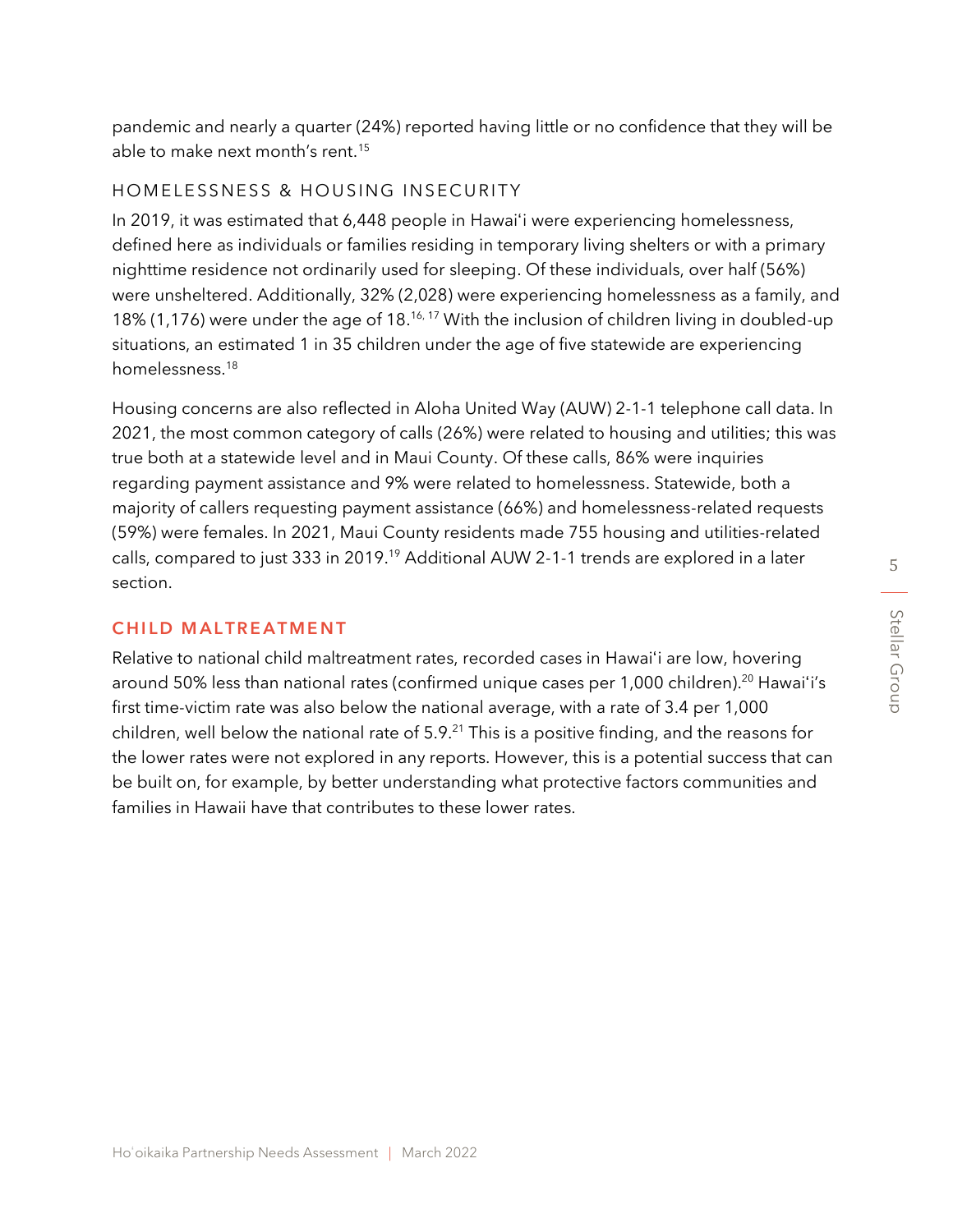pandemic and nearly a quarter (24%) reported having little or no confidence that they will be able to make next month's rent.[15]

### HOMELESSNESS & HOUSING INSECURITY

In 2019, it was estimated that 6,448 people in Hawaiʻi were experiencing homelessness, defined here as individuals or families residing in temporary living shelters or with a primary nighttime residence not ordinarily used for sleeping. Of these individuals, over half (56%) were unsheltered. Additionally, 32% (2,028) were experiencing homelessness as a family, and 18% (1,176) were under the age of 18.[16, 17] With the inclusion of children living in doubled-up situations, an estimated 1 in 35 children under the age of five statewide are experiencing homelessness.[18]

Housing concerns are also reflected in Aloha United Way (AUW) 2-1-1 telephone call data. In 2021, the most common category of calls (26%) were related to housing and utilities; this was true both at a statewide level and in Maui County. Of these calls, 86% were inquiries regarding payment assistance and 9% were related to homelessness. Statewide, both a majority of callers requesting payment assistance (66%) and homelessness-related requests (59%) were females. In 2021, Maui County residents made 755 housing and utilities-related calls, compared to just 333 in 2019.[19] Additional AUW 2-1-1 trends are explored in a later section.

## CHILD MALTREATMENT

Relative to national child maltreatment rates, recorded cases in Hawaiʻi are low, hovering around 50% less than national rates (confirmed unique cases per 1,000 children).[20] Hawaiʻi's first time-victim rate was also below the national average, with a rate of 3.4 per 1,000 children, well below the national rate of 5.9.[21] This is a positive finding, and the reasons for the lower rates were not explored in any reports. However, this is a potential success that can be built on, for example, by better understanding what protective factors communities and families in Hawaii have that contributes to these lower rates.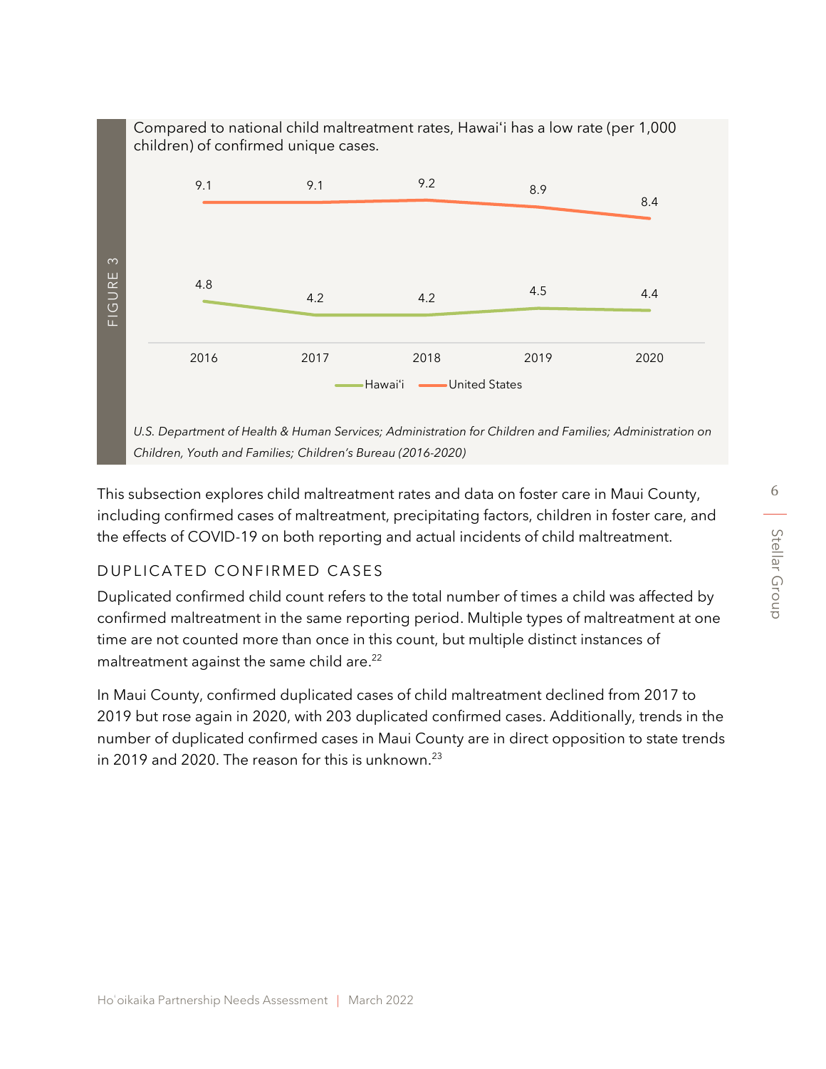FIGURE 3

Compared to national child maltreatment rates, Hawaiʻi has a low rate (per 1,000 children) of confirmed unique cases.

| | 2016 | 2017 | 2018 | 2019 | 2020 |
|---|---|---|---|---|---|
| Hawaiʻi | 4.8 | 4.2 | 4.2 | 4.5 | 4.4 |
| United States | 9.1 | 9.1 | 9.2 | 8.9 | 8.4 |

*U.S. Department of Health & Human Services; Administration for Children and Families; Administration on Children, Youth and Families; Children's Bureau (2016-2020)*

This subsection explores child maltreatment rates and data on foster care in Maui County, including confirmed cases of maltreatment, precipitating factors, children in foster care, and the effects of COVID-19 on both reporting and actual incidents of child maltreatment.

### DUPLICATED CONFIRMED CASES

Duplicated confirmed child count refers to the total number of times a child was affected by confirmed maltreatment in the same reporting period. Multiple types of maltreatment at one time are not counted more than once in this count, but multiple distinct instances of maltreatment against the same child are.[22]

In Maui County, confirmed duplicated cases of child maltreatment declined from 2017 to 2019 but rose again in 2020, with 203 duplicated confirmed cases. Additionally, trends in the number of duplicated confirmed cases in Maui County are in direct opposition to state trends in 2019 and 2020. The reason for this is unknown.[23]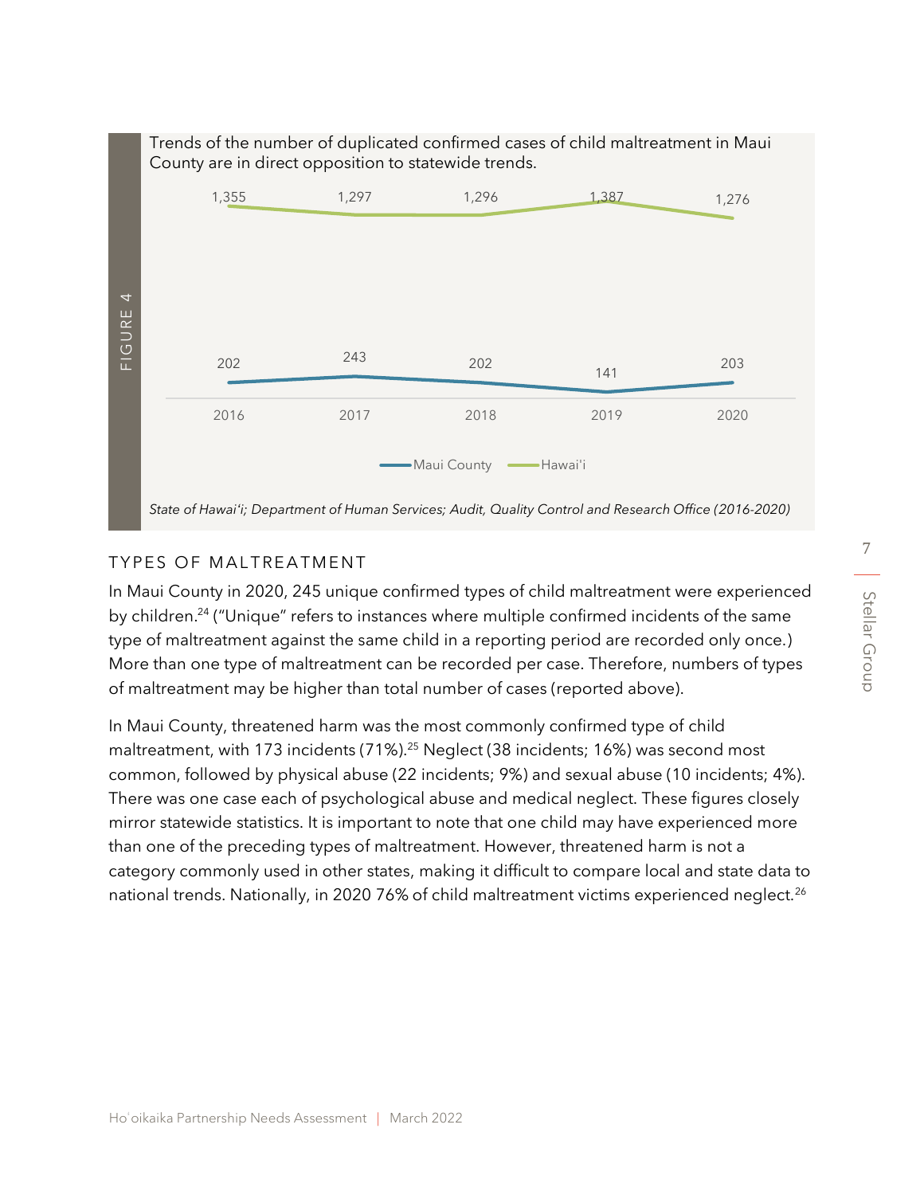FIGURE 4

Trends of the number of duplicated confirmed cases of child maltreatment in Maui County are in direct opposition to statewide trends.

| | 2016 | 2017 | 2018 | 2019 | 2020 |
|---|---|---|---|---|---|
| Maui County | 202 | 243 | 202 | 141 | 203 |
| Hawai'i | 1,355 | 1,297 | 1,296 | 1,387 | 1,276 |

*State of Hawai'i; Department of Human Services; Audit, Quality Control and Research Office (2016-2020)*

## TYPES OF MALTREATMENT

In Maui County in 2020, 245 unique confirmed types of child maltreatment were experienced by children.[24] ("Unique" refers to instances where multiple confirmed incidents of the same type of maltreatment against the same child in a reporting period are recorded only once.) More than one type of maltreatment can be recorded per case. Therefore, numbers of types of maltreatment may be higher than total number of cases (reported above).

In Maui County, threatened harm was the most commonly confirmed type of child maltreatment, with 173 incidents (71%).[25] Neglect (38 incidents; 16%) was second most common, followed by physical abuse (22 incidents; 9%) and sexual abuse (10 incidents; 4%). There was one case each of psychological abuse and medical neglect. These figures closely mirror statewide statistics. It is important to note that one child may have experienced more than one of the preceding types of maltreatment. However, threatened harm is not a category commonly used in other states, making it difficult to compare local and state data to national trends. Nationally, in 2020 76% of child maltreatment victims experienced neglect.[26]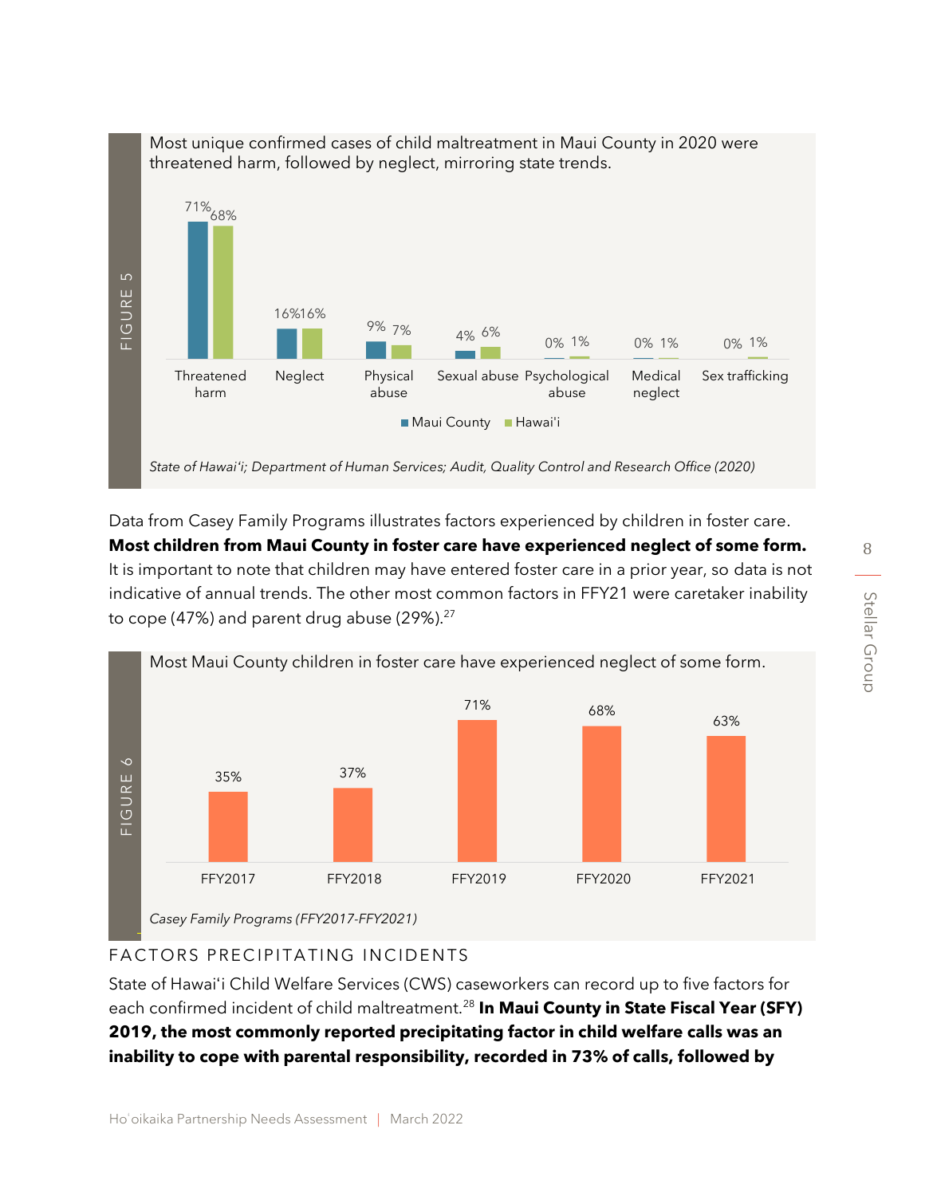FIGURE 5

Most unique confirmed cases of child maltreatment in Maui County in 2020 were threatened harm, followed by neglect, mirroring state trends.

| | Maui County | Hawai'i |
|---|---|---|
| Threatened harm | 71% | 68% |
| Neglect | 16% | 16% |
| Physical abuse | 9% | 7% |
| Sexual abuse | 4% | 6% |
| Psychological abuse | 0% | 1% |
| Medical neglect | 0% | 1% |
| Sex trafficking | 0% | 1% |

*State of Hawai'i; Department of Human Services; Audit, Quality Control and Research Office (2020)*

Data from Casey Family Programs illustrates factors experienced by children in foster care. **Most children from Maui County in foster care have experienced neglect of some form.** It is important to note that children may have entered foster care in a prior year, so data is not indicative of annual trends. The other most common factors in FFY21 were caretaker inability to cope (47%) and parent drug abuse (29%).[27]

FIGURE 6

Most Maui County children in foster care have experienced neglect of some form.

| FFY2017 | FFY2018 | FFY2019 | FFY2020 | FFY2021 |
|---|---|---|---|---|
| 35% | 37% | 71% | 68% | 63% |

*Casey Family Programs (FFY2017-FFY2021)*

## FACTORS PRECIPITATING INCIDENTS

State of Hawai'i Child Welfare Services (CWS) caseworkers can record up to five factors for each confirmed incident of child maltreatment.[28] **In Maui County in State Fiscal Year (SFY) 2019, the most commonly reported precipitating factor in child welfare calls was an inability to cope with parental responsibility, recorded in 73% of calls, followed by**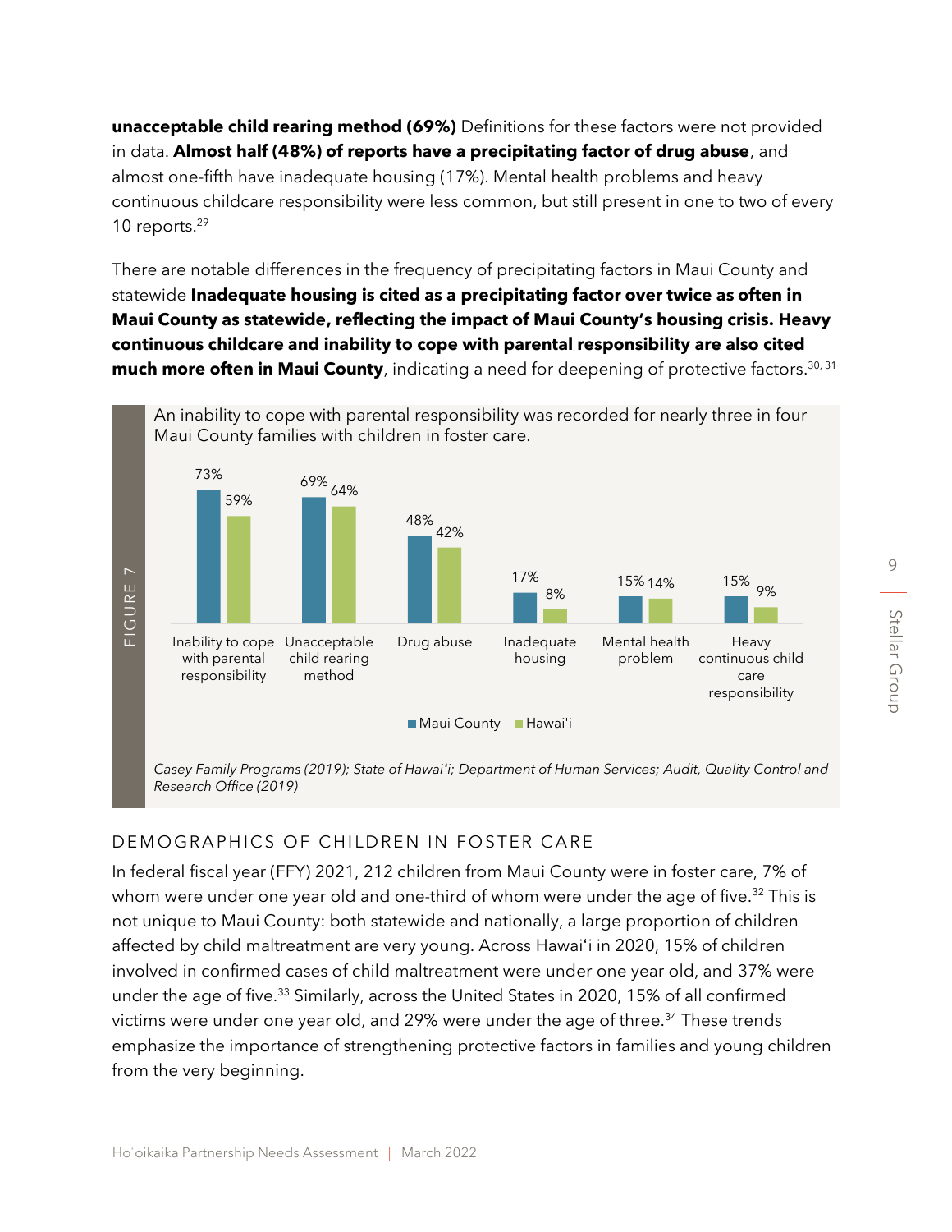**unacceptable child rearing method (69%)** Definitions for these factors were not provided in data. **Almost half (48%) of reports have a precipitating factor of drug abuse**, and almost one-fifth have inadequate housing (17%). Mental health problems and heavy continuous childcare responsibility were less common, but still present in one to two of every 10 reports.[29]

There are notable differences in the frequency of precipitating factors in Maui County and statewide **Inadequate housing is cited as a precipitating factor over twice as often in Maui County as statewide, reflecting the impact of Maui County's housing crisis. Heavy continuous childcare and inability to cope with parental responsibility are also cited much more often in Maui County**, indicating a need for deepening of protective factors.[30, 31]

FIGURE 7

An inability to cope with parental responsibility was recorded for nearly three in four Maui County families with children in foster care.

| Precipitating factor | Maui County | Hawai'i |
|---|---|---|
| Inability to cope with parental responsibility | 73% | 59% |
| Unacceptable child rearing method | 69% | 64% |
| Drug abuse | 48% | 42% |
| Inadequate housing | 17% | 8% |
| Mental health problem | 15% | 14% |
| Heavy continuous child care responsibility | 15% | 9% |

*Casey Family Programs (2019); State of Hawai'i; Department of Human Services; Audit, Quality Control and Research Office (2019)*

## DEMOGRAPHICS OF CHILDREN IN FOSTER CARE

In federal fiscal year (FFY) 2021, 212 children from Maui County were in foster care, 7% of whom were under one year old and one-third of whom were under the age of five.[32] This is not unique to Maui County: both statewide and nationally, a large proportion of children affected by child maltreatment are very young. Across Hawai'i in 2020, 15% of children involved in confirmed cases of child maltreatment were under one year old, and 37% were under the age of five.[33] Similarly, across the United States in 2020, 15% of all confirmed victims were under one year old, and 29% were under the age of three.[34] These trends emphasize the importance of strengthening protective factors in families and young children from the very beginning.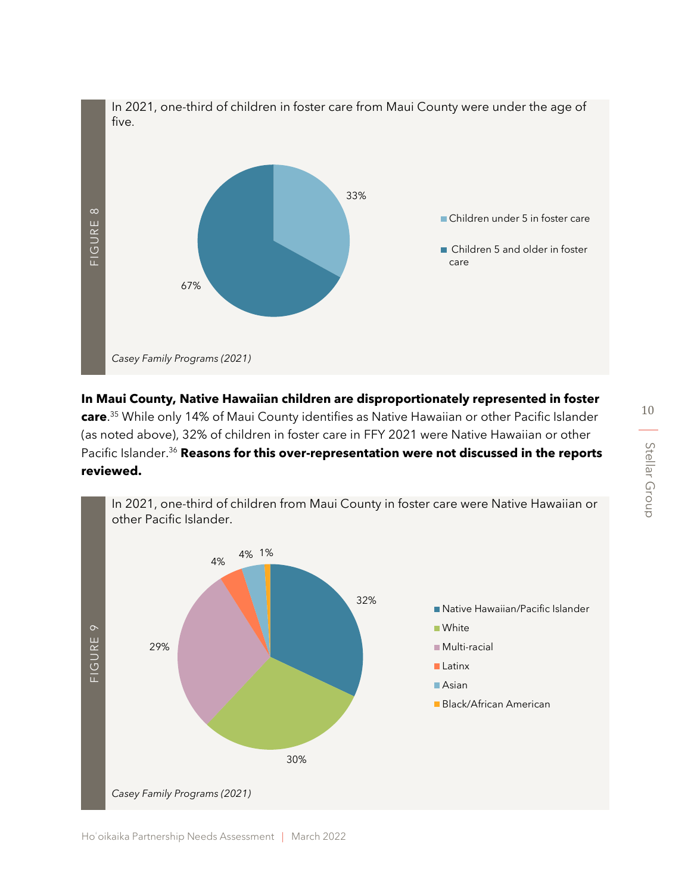FIGURE 8

In 2021, one-third of children in foster care from Maui County were under the age of five.

- Children under 5 in foster care: 33%
- Children 5 and older in foster care: 67%

*Casey Family Programs (2021)*

**In Maui County, Native Hawaiian children are disproportionately represented in foster care**.[35] While only 14% of Maui County identifies as Native Hawaiian or other Pacific Islander (as noted above), 32% of children in foster care in FFY 2021 were Native Hawaiian or other Pacific Islander.[36] **Reasons for this over-representation were not discussed in the reports reviewed.**

FIGURE 9

In 2021, one-third of children from Maui County in foster care were Native Hawaiian or other Pacific Islander.

- Native Hawaiian/Pacific Islander: 32%
- White: 30%
- Multi-racial: 29%
- Latinx: 4%
- Asian: 4%
- Black/African American: 1%

*Casey Family Programs (2021)*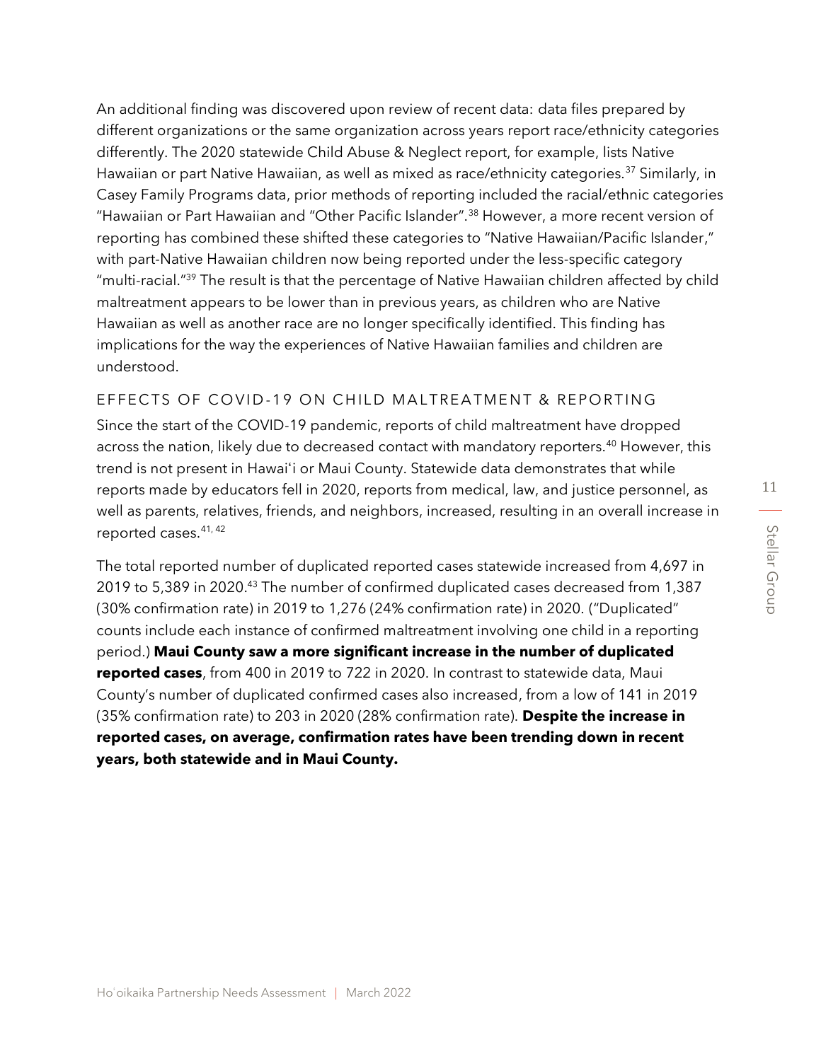An additional finding was discovered upon review of recent data: data files prepared by different organizations or the same organization across years report race/ethnicity categories differently. The 2020 statewide Child Abuse & Neglect report, for example, lists Native Hawaiian or part Native Hawaiian, as well as mixed as race/ethnicity categories.[37] Similarly, in Casey Family Programs data, prior methods of reporting included the racial/ethnic categories "Hawaiian or Part Hawaiian and "Other Pacific Islander".[38] However, a more recent version of reporting has combined these shifted these categories to "Native Hawaiian/Pacific Islander," with part-Native Hawaiian children now being reported under the less-specific category "multi-racial."[39] The result is that the percentage of Native Hawaiian children affected by child maltreatment appears to be lower than in previous years, as children who are Native Hawaiian as well as another race are no longer specifically identified. This finding has implications for the way the experiences of Native Hawaiian families and children are understood.

### EFFECTS OF COVID-19 ON CHILD MALTREATMENT & REPORTING

Since the start of the COVID-19 pandemic, reports of child maltreatment have dropped across the nation, likely due to decreased contact with mandatory reporters.[40] However, this trend is not present in Hawaiʻi or Maui County. Statewide data demonstrates that while reports made by educators fell in 2020, reports from medical, law, and justice personnel, as well as parents, relatives, friends, and neighbors, increased, resulting in an overall increase in reported cases.[41, 42]

The total reported number of duplicated reported cases statewide increased from 4,697 in 2019 to 5,389 in 2020.[43] The number of confirmed duplicated cases decreased from 1,387 (30% confirmation rate) in 2019 to 1,276 (24% confirmation rate) in 2020. ("Duplicated" counts include each instance of confirmed maltreatment involving one child in a reporting period.) **Maui County saw a more significant increase in the number of duplicated reported cases**, from 400 in 2019 to 722 in 2020. In contrast to statewide data, Maui County's number of duplicated confirmed cases also increased, from a low of 141 in 2019 (35% confirmation rate) to 203 in 2020 (28% confirmation rate). **Despite the increase in reported cases, on average, confirmation rates have been trending down in recent years, both statewide and in Maui County.**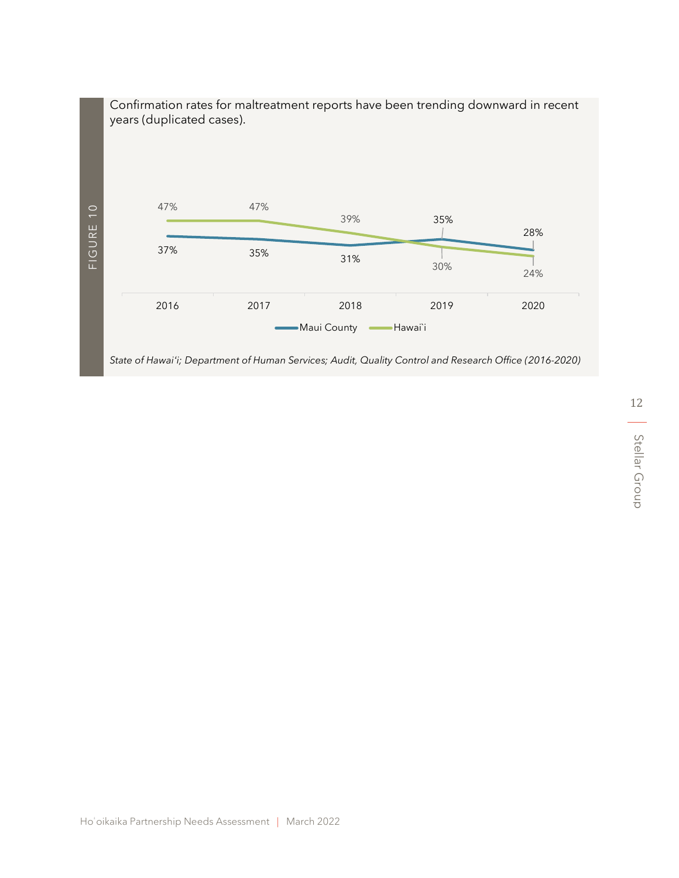FIGURE 10

Confirmation rates for maltreatment reports have been trending downward in recent years (duplicated cases).

| | 2016 | 2017 | 2018 | 2019 | 2020 |
|---|---|---|---|---|---|
| Maui County | 37% | 35% | 31% | 35% | 28% |
| Hawai`i | 47% | 47% | 39% | 30% | 24% |

*State of Hawai'i; Department of Human Services; Audit, Quality Control and Research Office (2016-2020)*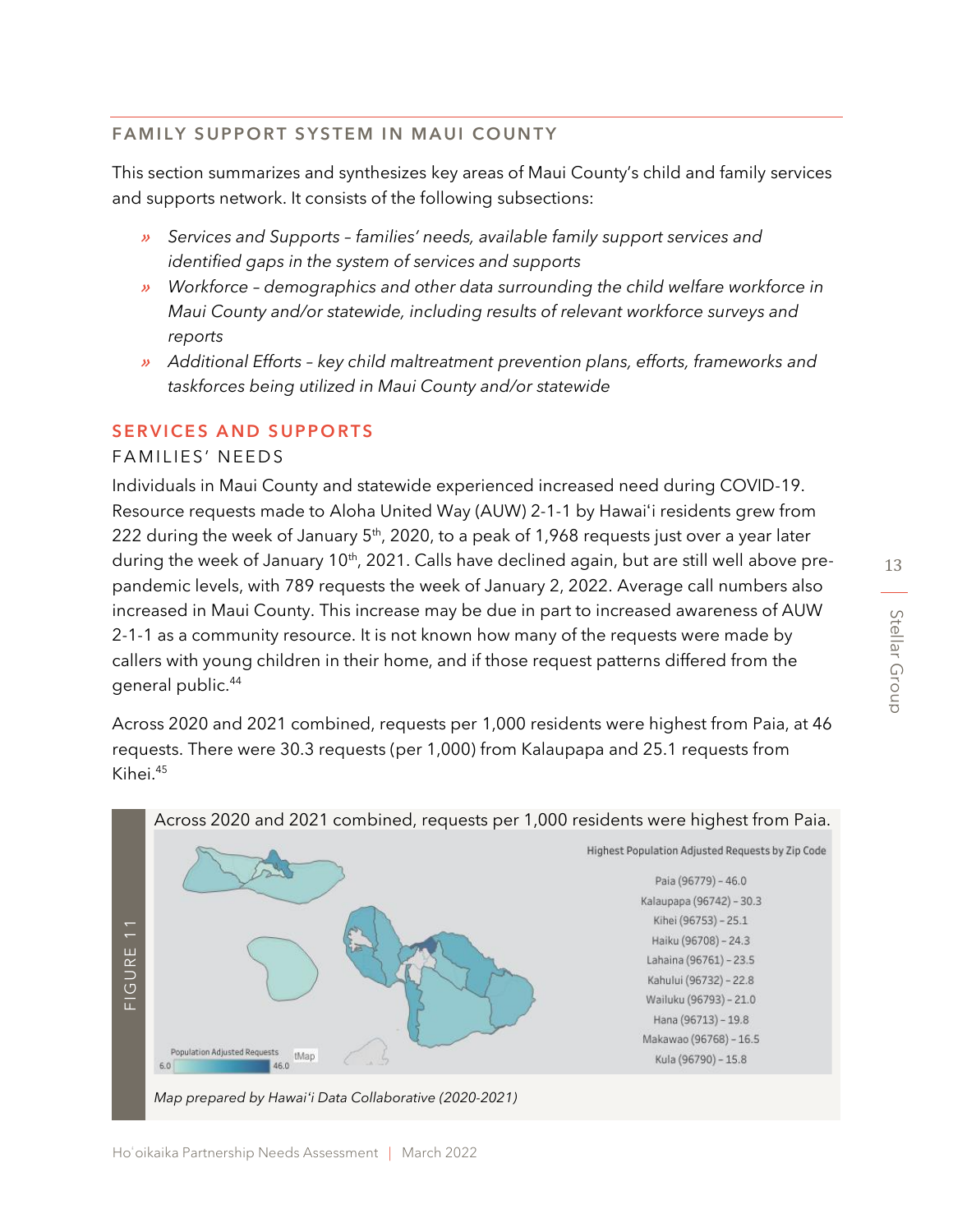## FAMILY SUPPORT SYSTEM IN MAUI COUNTY

This section summarizes and synthesizes key areas of Maui County's child and family services and supports network. It consists of the following subsections:

- *Services and Supports – families' needs, available family support services and identified gaps in the system of services and supports*
- *Workforce – demographics and other data surrounding the child welfare workforce in Maui County and/or statewide, including results of relevant workforce surveys and reports*
- *Additional Efforts – key child maltreatment prevention plans, efforts, frameworks and taskforces being utilized in Maui County and/or statewide*

### SERVICES AND SUPPORTS

#### FAMILIES' NEEDS

Individuals in Maui County and statewide experienced increased need during COVID-19. Resource requests made to Aloha United Way (AUW) 2-1-1 by Hawaiʻi residents grew from 222 during the week of January 5th, 2020, to a peak of 1,968 requests just over a year later during the week of January 10th, 2021. Calls have declined again, but are still well above pre-pandemic levels, with 789 requests the week of January 2, 2022. Average call numbers also increased in Maui County. This increase may be due in part to increased awareness of AUW 2-1-1 as a community resource. It is not known how many of the requests were made by callers with young children in their home, and if those request patterns differed from the general public.[44]

Across 2020 and 2021 combined, requests per 1,000 residents were highest from Paia, at 46 requests. There were 30.3 requests (per 1,000) from Kalaupapa and 25.1 requests from Kihei.[45]

FIGURE 11

Across 2020 and 2021 combined, requests per 1,000 residents were highest from Paia.

Highest Population Adjusted Requests by Zip Code

- Paia (96779) – 46.0
- Kalaupapa (96742) – 30.3
- Kihei (96753) – 25.1
- Haiku (96708) – 24.3
- Lahaina (96761) – 23.5
- Kahului (96732) – 22.8
- Wailuku (96793) – 21.0
- Hana (96713) – 19.8
- Makawao (96768) – 16.5
- Kula (96790) – 15.8

Population Adjusted Requests: 6.0 – 46.0

*Map prepared by Hawaiʻi Data Collaborative (2020-2021)*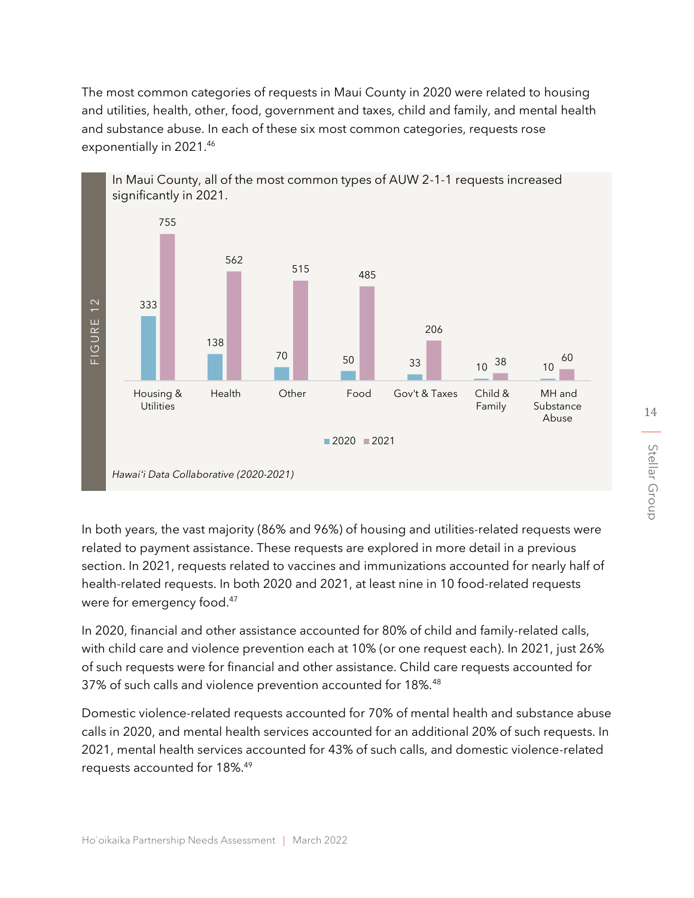The most common categories of requests in Maui County in 2020 were related to housing and utilities, health, other, food, government and taxes, child and family, and mental health and substance abuse. In each of these six most common categories, requests rose exponentially in 2021.[46]

FIGURE 12

In Maui County, all of the most common types of AUW 2-1-1 requests increased significantly in 2021.

| | 2020 | 2021 |
|---|---|---|
| Housing & Utilities | 333 | 755 |
| Health | 138 | 562 |
| Other | 70 | 515 |
| Food | 50 | 485 |
| Gov't & Taxes | 33 | 206 |
| Child & Family | 10 | 38 |
| MH and Substance Abuse | 10 | 60 |

*Hawai'i Data Collaborative (2020-2021)*

In both years, the vast majority (86% and 96%) of housing and utilities-related requests were related to payment assistance. These requests are explored in more detail in a previous section. In 2021, requests related to vaccines and immunizations accounted for nearly half of health-related requests. In both 2020 and 2021, at least nine in 10 food-related requests were for emergency food.[47]

In 2020, financial and other assistance accounted for 80% of child and family-related calls, with child care and violence prevention each at 10% (or one request each). In 2021, just 26% of such requests were for financial and other assistance. Child care requests accounted for 37% of such calls and violence prevention accounted for 18%.[48]

Domestic violence-related requests accounted for 70% of mental health and substance abuse calls in 2020, and mental health services accounted for an additional 20% of such requests. In 2021, mental health services accounted for 43% of such calls, and domestic violence-related requests accounted for 18%.[49]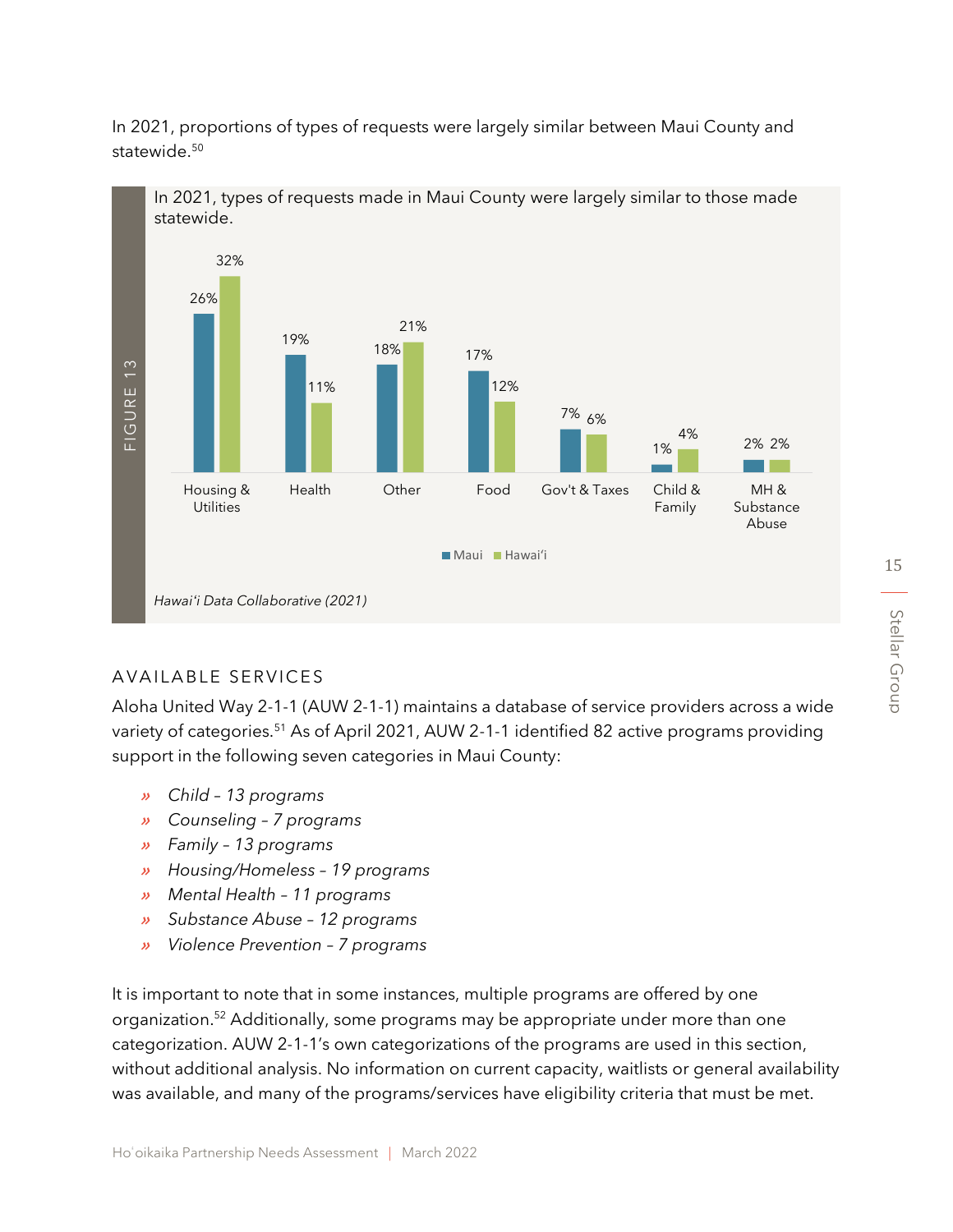In 2021, proportions of types of requests were largely similar between Maui County and statewide.[50]

FIGURE 13

In 2021, types of requests made in Maui County were largely similar to those made statewide.

| Category | Maui | Hawaiʻi |
| --- | --- | --- |
| Housing & Utilities | 26% | 32% |
| Health | 19% | 11% |
| Other | 18% | 21% |
| Food | 17% | 12% |
| Gov't & Taxes | 7% | 6% |
| Child & Family | 1% | 4% |
| MH & Substance Abuse | 2% | 2% |

*Hawaiʻi Data Collaborative (2021)*

## AVAILABLE SERVICES

Aloha United Way 2-1-1 (AUW 2-1-1) maintains a database of service providers across a wide variety of categories.[51] As of April 2021, AUW 2-1-1 identified 82 active programs providing support in the following seven categories in Maui County:

- *Child – 13 programs*
- *Counseling – 7 programs*
- *Family – 13 programs*
- *Housing/Homeless – 19 programs*
- *Mental Health – 11 programs*
- *Substance Abuse – 12 programs*
- *Violence Prevention – 7 programs*

It is important to note that in some instances, multiple programs are offered by one organization.[52] Additionally, some programs may be appropriate under more than one categorization. AUW 2-1-1's own categorizations of the programs are used in this section, without additional analysis. No information on current capacity, waitlists or general availability was available, and many of the programs/services have eligibility criteria that must be met.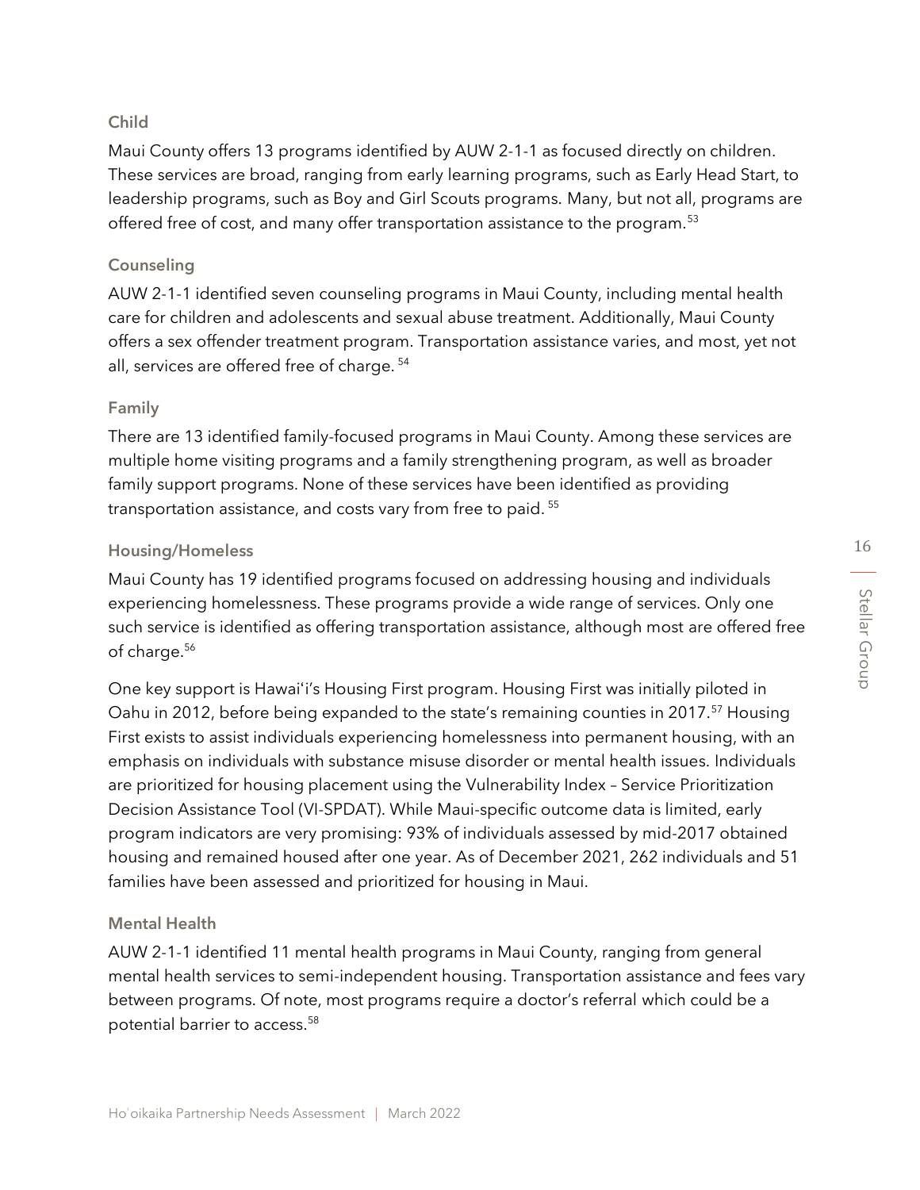### Child

Maui County offers 13 programs identified by AUW 2-1-1 as focused directly on children. These services are broad, ranging from early learning programs, such as Early Head Start, to leadership programs, such as Boy and Girl Scouts programs. Many, but not all, programs are offered free of cost, and many offer transportation assistance to the program.[53]

### Counseling

AUW 2-1-1 identified seven counseling programs in Maui County, including mental health care for children and adolescents and sexual abuse treatment. Additionally, Maui County offers a sex offender treatment program. Transportation assistance varies, and most, yet not all, services are offered free of charge. [54]

### Family

There are 13 identified family-focused programs in Maui County. Among these services are multiple home visiting programs and a family strengthening program, as well as broader family support programs. None of these services have been identified as providing transportation assistance, and costs vary from free to paid. [55]

### Housing/Homeless

Maui County has 19 identified programs focused on addressing housing and individuals experiencing homelessness. These programs provide a wide range of services. Only one such service is identified as offering transportation assistance, although most are offered free of charge.[56]

One key support is Hawaiʻi's Housing First program. Housing First was initially piloted in Oahu in 2012, before being expanded to the state's remaining counties in 2017.[57] Housing First exists to assist individuals experiencing homelessness into permanent housing, with an emphasis on individuals with substance misuse disorder or mental health issues. Individuals are prioritized for housing placement using the Vulnerability Index – Service Prioritization Decision Assistance Tool (VI-SPDAT). While Maui-specific outcome data is limited, early program indicators are very promising: 93% of individuals assessed by mid-2017 obtained housing and remained housed after one year. As of December 2021, 262 individuals and 51 families have been assessed and prioritized for housing in Maui.

### Mental Health

AUW 2-1-1 identified 11 mental health programs in Maui County, ranging from general mental health services to semi-independent housing. Transportation assistance and fees vary between programs. Of note, most programs require a doctor's referral which could be a potential barrier to access.[58]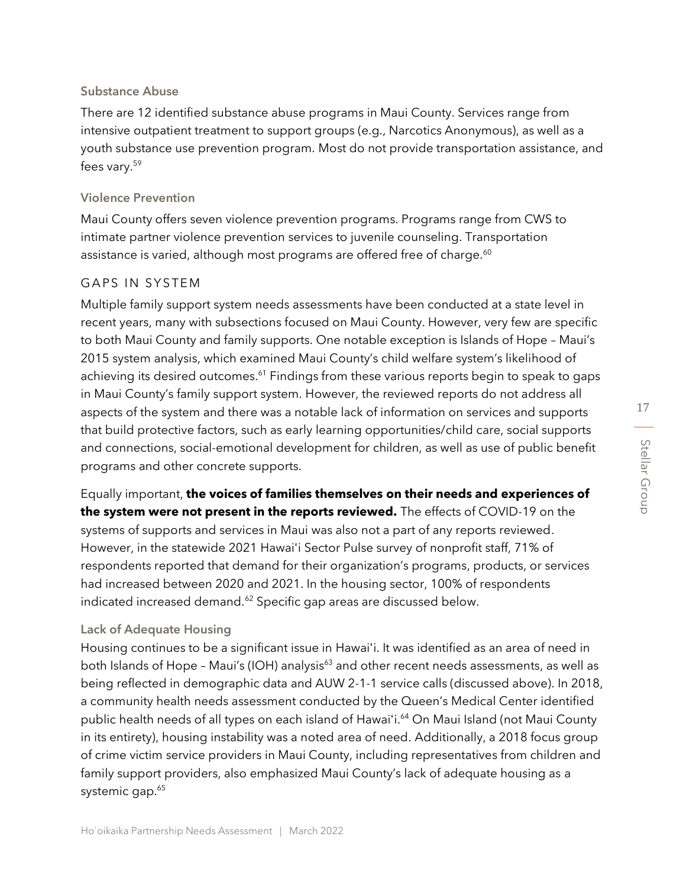### Substance Abuse

There are 12 identified substance abuse programs in Maui County. Services range from intensive outpatient treatment to support groups (e.g., Narcotics Anonymous), as well as a youth substance use prevention program. Most do not provide transportation assistance, and fees vary.[59]

### Violence Prevention

Maui County offers seven violence prevention programs. Programs range from CWS to intimate partner violence prevention services to juvenile counseling. Transportation assistance is varied, although most programs are offered free of charge.[60]

## GAPS IN SYSTEM

Multiple family support system needs assessments have been conducted at a state level in recent years, many with subsections focused on Maui County. However, very few are specific to both Maui County and family supports. One notable exception is Islands of Hope – Maui's 2015 system analysis, which examined Maui County's child welfare system's likelihood of achieving its desired outcomes.[61] Findings from these various reports begin to speak to gaps in Maui County's family support system. However, the reviewed reports do not address all aspects of the system and there was a notable lack of information on services and supports that build protective factors, such as early learning opportunities/child care, social supports and connections, social-emotional development for children, as well as use of public benefit programs and other concrete supports.

Equally important, **the voices of families themselves on their needs and experiences of the system were not present in the reports reviewed.** The effects of COVID-19 on the systems of supports and services in Maui was also not a part of any reports reviewed. However, in the statewide 2021 Hawaiʻi Sector Pulse survey of nonprofit staff, 71% of respondents reported that demand for their organization's programs, products, or services had increased between 2020 and 2021. In the housing sector, 100% of respondents indicated increased demand.[62] Specific gap areas are discussed below.

### Lack of Adequate Housing

Housing continues to be a significant issue in Hawaiʻi. It was identified as an area of need in both Islands of Hope – Maui's (IOH) analysis[63] and other recent needs assessments, as well as being reflected in demographic data and AUW 2-1-1 service calls (discussed above). In 2018, a community health needs assessment conducted by the Queen's Medical Center identified public health needs of all types on each island of Hawaiʻi.[64] On Maui Island (not Maui County in its entirety), housing instability was a noted area of need. Additionally, a 2018 focus group of crime victim service providers in Maui County, including representatives from children and family support providers, also emphasized Maui County's lack of adequate housing as a systemic gap.[65]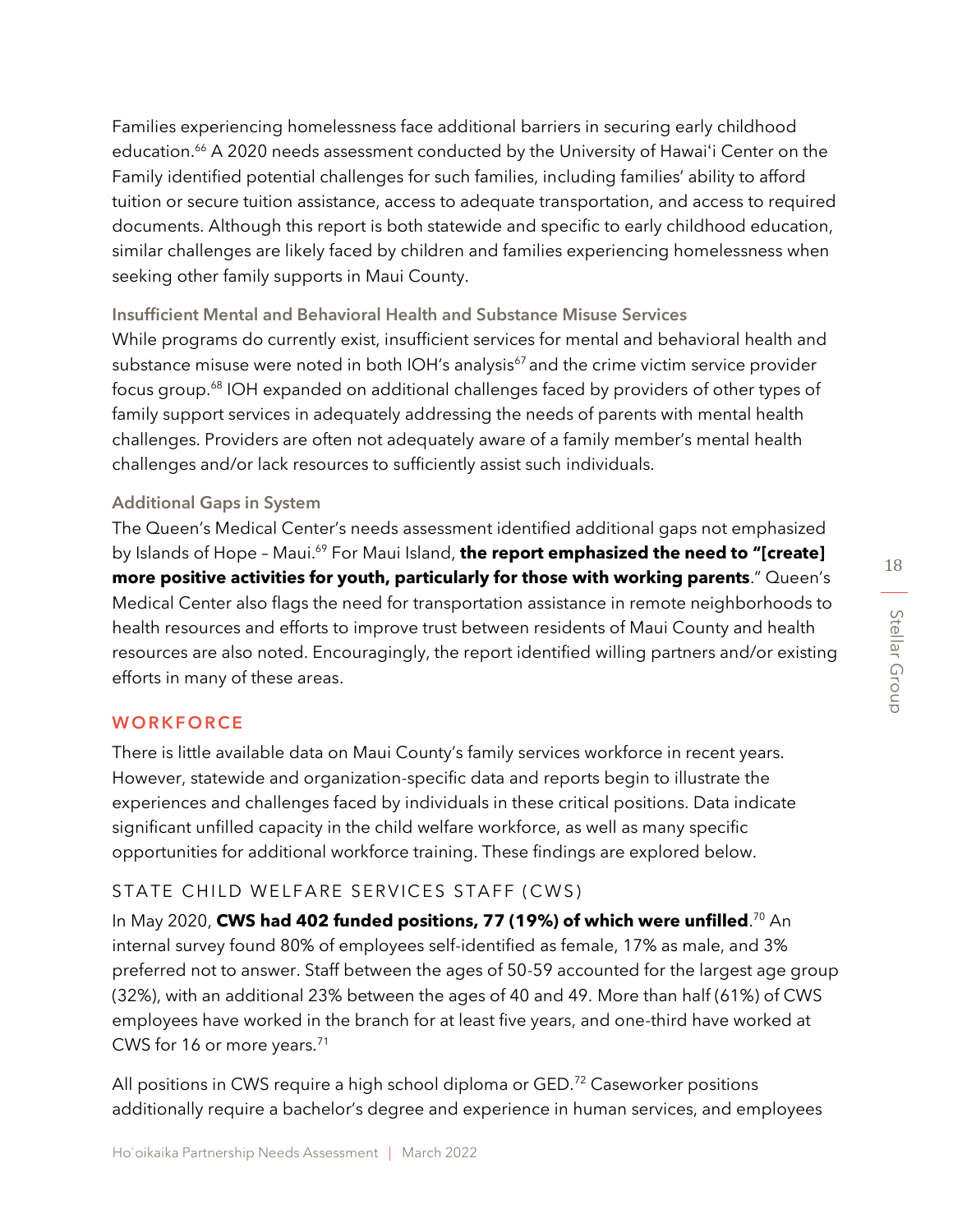Families experiencing homelessness face additional barriers in securing early childhood education.[66] A 2020 needs assessment conducted by the University of Hawaiʻi Center on the Family identified potential challenges for such families, including families' ability to afford tuition or secure tuition assistance, access to adequate transportation, and access to required documents. Although this report is both statewide and specific to early childhood education, similar challenges are likely faced by children and families experiencing homelessness when seeking other family supports in Maui County.

#### Insufficient Mental and Behavioral Health and Substance Misuse Services

While programs do currently exist, insufficient services for mental and behavioral health and substance misuse were noted in both IOH's analysis[67] and the crime victim service provider focus group.[68] IOH expanded on additional challenges faced by providers of other types of family support services in adequately addressing the needs of parents with mental health challenges. Providers are often not adequately aware of a family member's mental health challenges and/or lack resources to sufficiently assist such individuals.

#### Additional Gaps in System

The Queen's Medical Center's needs assessment identified additional gaps not emphasized by Islands of Hope – Maui.[69] For Maui Island, **the report emphasized the need to "[create] more positive activities for youth, particularly for those with working parents**." Queen's Medical Center also flags the need for transportation assistance in remote neighborhoods to health resources and efforts to improve trust between residents of Maui County and health resources are also noted. Encouragingly, the report identified willing partners and/or existing efforts in many of these areas.

## WORKFORCE

There is little available data on Maui County's family services workforce in recent years. However, statewide and organization-specific data and reports begin to illustrate the experiences and challenges faced by individuals in these critical positions. Data indicate significant unfilled capacity in the child welfare workforce, as well as many specific opportunities for additional workforce training. These findings are explored below.

### STATE CHILD WELFARE SERVICES STAFF (CWS)

In May 2020, **CWS had 402 funded positions, 77 (19%) of which were unfilled**.[70] An internal survey found 80% of employees self-identified as female, 17% as male, and 3% preferred not to answer. Staff between the ages of 50-59 accounted for the largest age group (32%), with an additional 23% between the ages of 40 and 49. More than half (61%) of CWS employees have worked in the branch for at least five years, and one-third have worked at CWS for 16 or more years.[71]

All positions in CWS require a high school diploma or GED.[72] Caseworker positions additionally require a bachelor's degree and experience in human services, and employees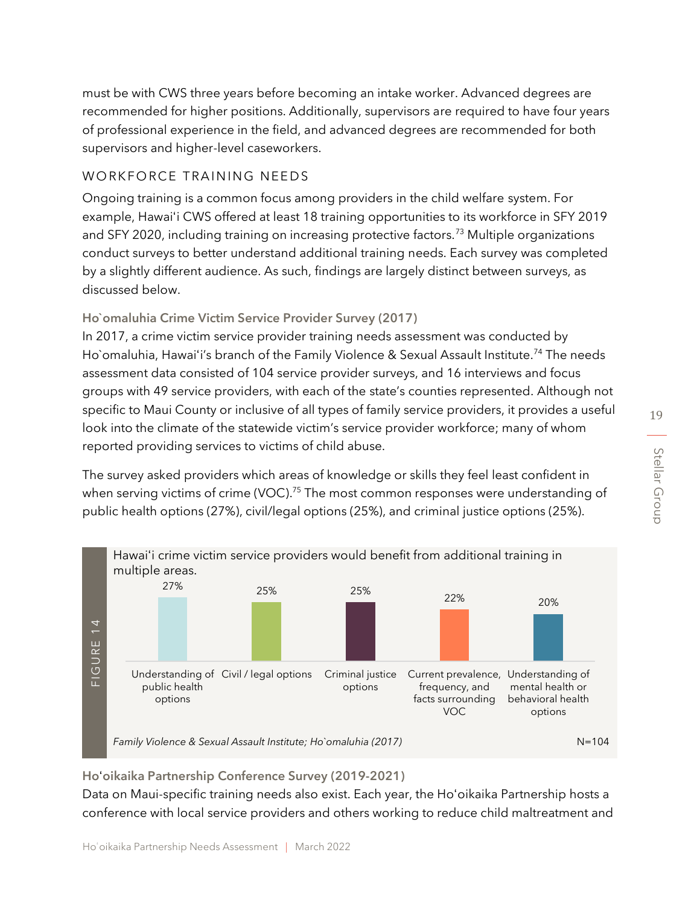must be with CWS three years before becoming an intake worker. Advanced degrees are recommended for higher positions. Additionally, supervisors are required to have four years of professional experience in the field, and advanced degrees are recommended for both supervisors and higher-level caseworkers.

## WORKFORCE TRAINING NEEDS

Ongoing training is a common focus among providers in the child welfare system. For example, Hawaiʻi CWS offered at least 18 training opportunities to its workforce in SFY 2019 and SFY 2020, including training on increasing protective factors.[73] Multiple organizations conduct surveys to better understand additional training needs. Each survey was completed by a slightly different audience. As such, findings are largely distinct between surveys, as discussed below.

### Ho`omaluhia Crime Victim Service Provider Survey (2017)

In 2017, a crime victim service provider training needs assessment was conducted by Ho`omaluhia, Hawaiʻi's branch of the Family Violence & Sexual Assault Institute.[74] The needs assessment data consisted of 104 service provider surveys, and 16 interviews and focus groups with 49 service providers, with each of the state's counties represented. Although not specific to Maui County or inclusive of all types of family service providers, it provides a useful look into the climate of the statewide victim's service provider workforce; many of whom reported providing services to victims of child abuse.

The survey asked providers which areas of knowledge or skills they feel least confident in when serving victims of crime (VOC).[75] The most common responses were understanding of public health options (27%), civil/legal options (25%), and criminal justice options (25%).

FIGURE 14

Hawaiʻi crime victim service providers would benefit from additional training in multiple areas.

| Area | Percent |
| --- | --- |
| Understanding of public health options | 27% |
| Civil / legal options | 25% |
| Criminal justice options | 25% |
| Current prevalence, frequency, and facts surrounding VOC | 22% |
| Understanding of mental health or behavioral health options | 20% |

*Family Violence & Sexual Assault Institute; Ho`omaluhia (2017)* N=104

### Hoʻoikaika Partnership Conference Survey (2019-2021)

Data on Maui-specific training needs also exist. Each year, the Hoʻoikaika Partnership hosts a conference with local service providers and others working to reduce child maltreatment and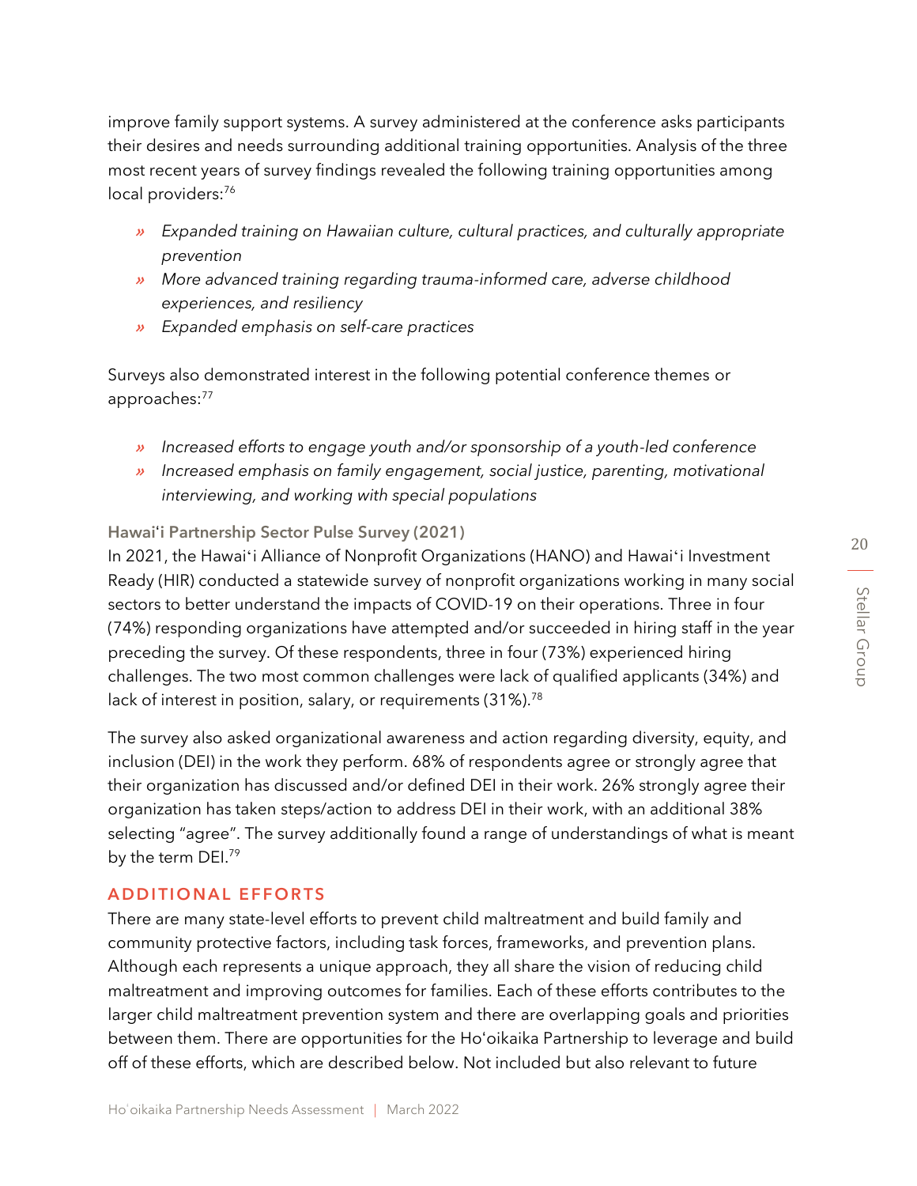improve family support systems. A survey administered at the conference asks participants their desires and needs surrounding additional training opportunities. Analysis of the three most recent years of survey findings revealed the following training opportunities among local providers:[76]

- *Expanded training on Hawaiian culture, cultural practices, and culturally appropriate prevention*
- *More advanced training regarding trauma-informed care, adverse childhood experiences, and resiliency*
- *Expanded emphasis on self-care practices*

Surveys also demonstrated interest in the following potential conference themes or approaches:[77]

- *Increased efforts to engage youth and/or sponsorship of a youth-led conference*
- *Increased emphasis on family engagement, social justice, parenting, motivational interviewing, and working with special populations*

### Hawaiʻi Partnership Sector Pulse Survey (2021)

In 2021, the Hawaiʻi Alliance of Nonprofit Organizations (HANO) and Hawaiʻi Investment Ready (HIR) conducted a statewide survey of nonprofit organizations working in many social sectors to better understand the impacts of COVID-19 on their operations. Three in four (74%) responding organizations have attempted and/or succeeded in hiring staff in the year preceding the survey. Of these respondents, three in four (73%) experienced hiring challenges. The two most common challenges were lack of qualified applicants (34%) and lack of interest in position, salary, or requirements (31%).[78]

The survey also asked organizational awareness and action regarding diversity, equity, and inclusion (DEI) in the work they perform. 68% of respondents agree or strongly agree that their organization has discussed and/or defined DEI in their work. 26% strongly agree their organization has taken steps/action to address DEI in their work, with an additional 38% selecting "agree". The survey additionally found a range of understandings of what is meant by the term DEI.[79]

## ADDITIONAL EFFORTS

There are many state-level efforts to prevent child maltreatment and build family and community protective factors, including task forces, frameworks, and prevention plans. Although each represents a unique approach, they all share the vision of reducing child maltreatment and improving outcomes for families. Each of these efforts contributes to the larger child maltreatment prevention system and there are overlapping goals and priorities between them. There are opportunities for the Hoʻoikaika Partnership to leverage and build off of these efforts, which are described below. Not included but also relevant to future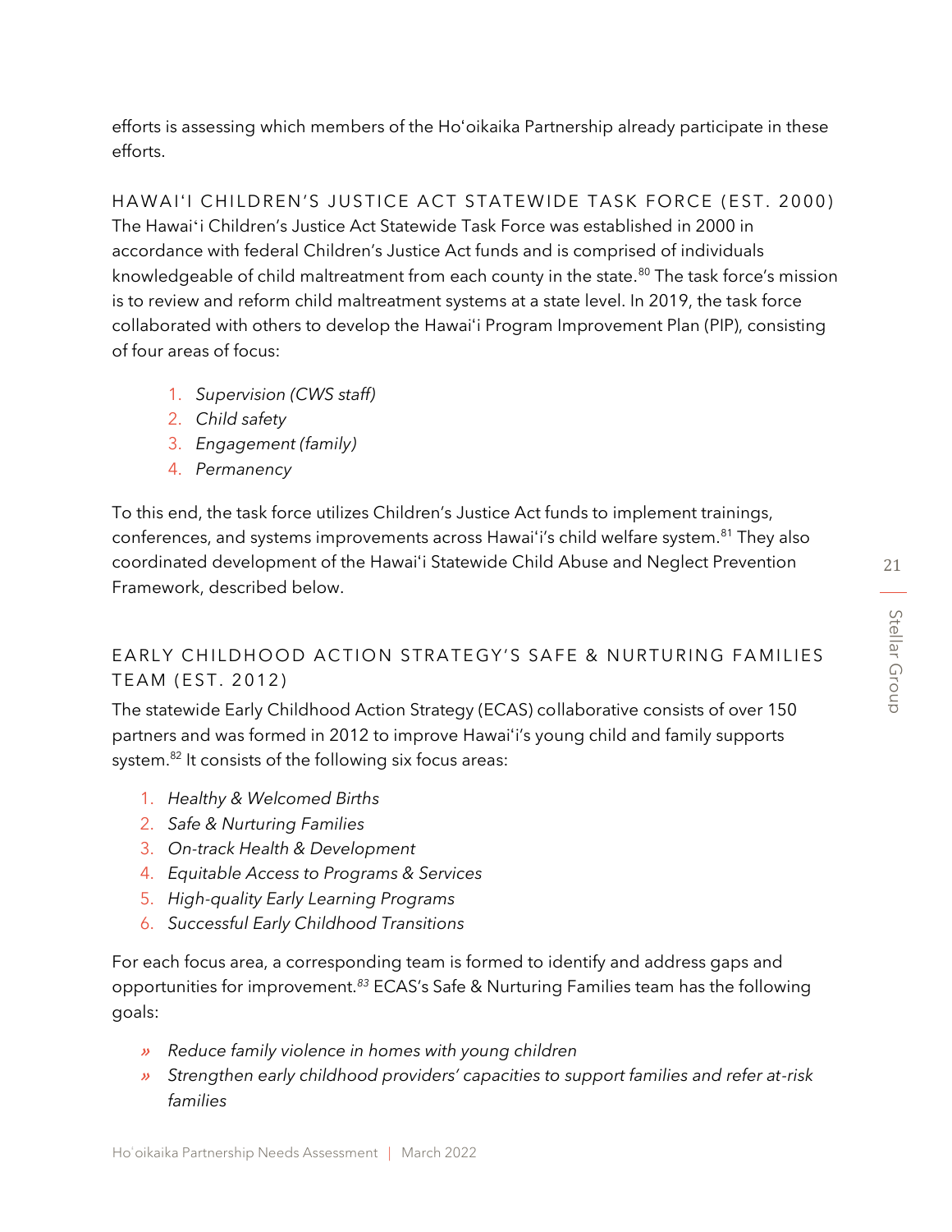efforts is assessing which members of the Hoʻoikaika Partnership already participate in these efforts.

### HAWAIʻI CHILDREN'S JUSTICE ACT STATEWIDE TASK FORCE (EST. 2000)

The Hawaiʻi Children's Justice Act Statewide Task Force was established in 2000 in accordance with federal Children's Justice Act funds and is comprised of individuals knowledgeable of child maltreatment from each county in the state.[80] The task force's mission is to review and reform child maltreatment systems at a state level. In 2019, the task force collaborated with others to develop the Hawaiʻi Program Improvement Plan (PIP), consisting of four areas of focus:

1. *Supervision (CWS staff)*
2. *Child safety*
3. *Engagement (family)*
4. *Permanency*

To this end, the task force utilizes Children's Justice Act funds to implement trainings, conferences, and systems improvements across Hawaiʻi's child welfare system.[81] They also coordinated development of the Hawaiʻi Statewide Child Abuse and Neglect Prevention Framework, described below.

### EARLY CHILDHOOD ACTION STRATEGY'S SAFE & NURTURING FAMILIES TEAM (EST. 2012)

The statewide Early Childhood Action Strategy (ECAS) collaborative consists of over 150 partners and was formed in 2012 to improve Hawaiʻi's young child and family supports system.[82] It consists of the following six focus areas:

1. *Healthy & Welcomed Births*
2. *Safe & Nurturing Families*
3. *On-track Health & Development*
4. *Equitable Access to Programs & Services*
5. *High-quality Early Learning Programs*
6. *Successful Early Childhood Transitions*

For each focus area, a corresponding team is formed to identify and address gaps and opportunities for improvement.[83] ECAS's Safe & Nurturing Families team has the following goals:

- *Reduce family violence in homes with young children*
- *Strengthen early childhood providers' capacities to support families and refer at-risk families*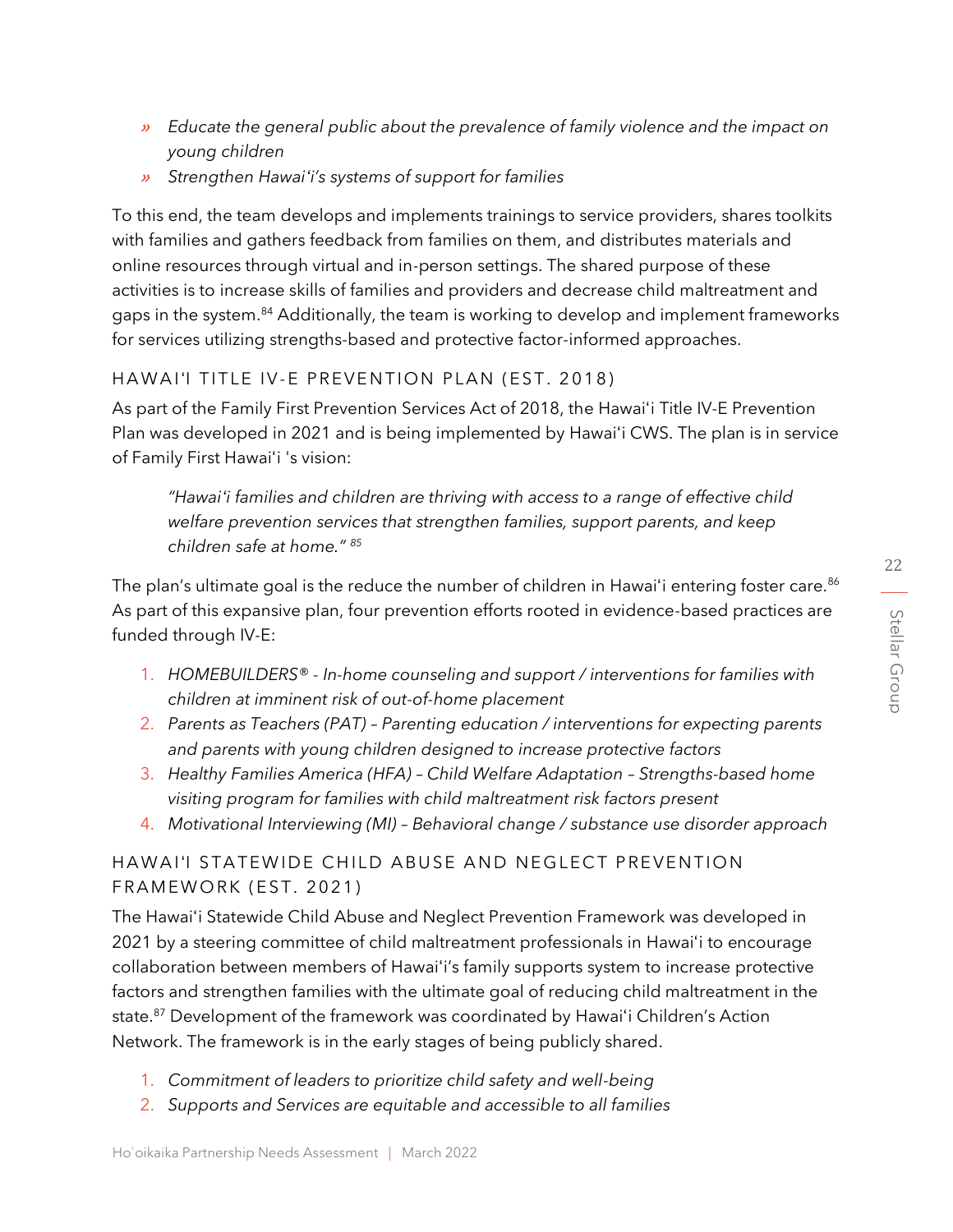- *Educate the general public about the prevalence of family violence and the impact on young children*
- *Strengthen Hawaiʻi's systems of support for families*

To this end, the team develops and implements trainings to service providers, shares toolkits with families and gathers feedback from families on them, and distributes materials and online resources through virtual and in-person settings. The shared purpose of these activities is to increase skills of families and providers and decrease child maltreatment and gaps in the system.[84] Additionally, the team is working to develop and implement frameworks for services utilizing strengths-based and protective factor-informed approaches.

### HAWAIʻI TITLE IV-E PREVENTION PLAN (EST. 2018)

As part of the Family First Prevention Services Act of 2018, the Hawaiʻi Title IV-E Prevention Plan was developed in 2021 and is being implemented by Hawaiʻi CWS. The plan is in service of Family First Hawaiʻi 's vision:

> *"Hawaiʻi families and children are thriving with access to a range of effective child welfare prevention services that strengthen families, support parents, and keep children safe at home."* [85]

The plan's ultimate goal is the reduce the number of children in Hawaiʻi entering foster care.[86] As part of this expansive plan, four prevention efforts rooted in evidence-based practices are funded through IV-E:

1. *HOMEBUILDERS® - In-home counseling and support / interventions for families with children at imminent risk of out-of-home placement*
2. *Parents as Teachers (PAT) – Parenting education / interventions for expecting parents and parents with young children designed to increase protective factors*
3. *Healthy Families America (HFA) – Child Welfare Adaptation – Strengths-based home visiting program for families with child maltreatment risk factors present*
4. *Motivational Interviewing (MI) – Behavioral change / substance use disorder approach*

### HAWAIʻI STATEWIDE CHILD ABUSE AND NEGLECT PREVENTION FRAMEWORK (EST. 2021)

The Hawaiʻi Statewide Child Abuse and Neglect Prevention Framework was developed in 2021 by a steering committee of child maltreatment professionals in Hawaiʻi to encourage collaboration between members of Hawaiʻi's family supports system to increase protective factors and strengthen families with the ultimate goal of reducing child maltreatment in the state.[87] Development of the framework was coordinated by Hawaiʻi Children's Action Network. The framework is in the early stages of being publicly shared.

1. *Commitment of leaders to prioritize child safety and well-being*
2. *Supports and Services are equitable and accessible to all families*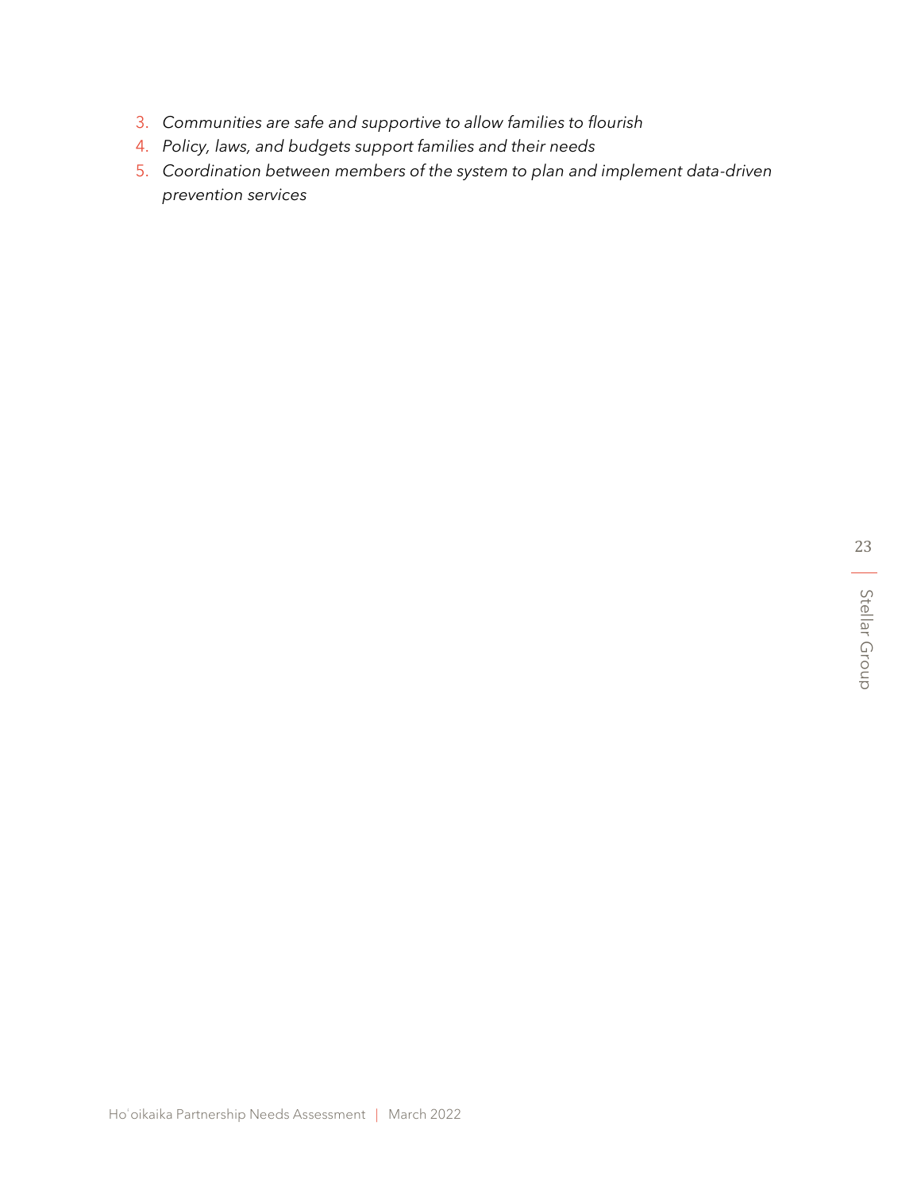3. *Communities are safe and supportive to allow families to flourish*
4. *Policy, laws, and budgets support families and their needs*
5. *Coordination between members of the system to plan and implement data-driven prevention services*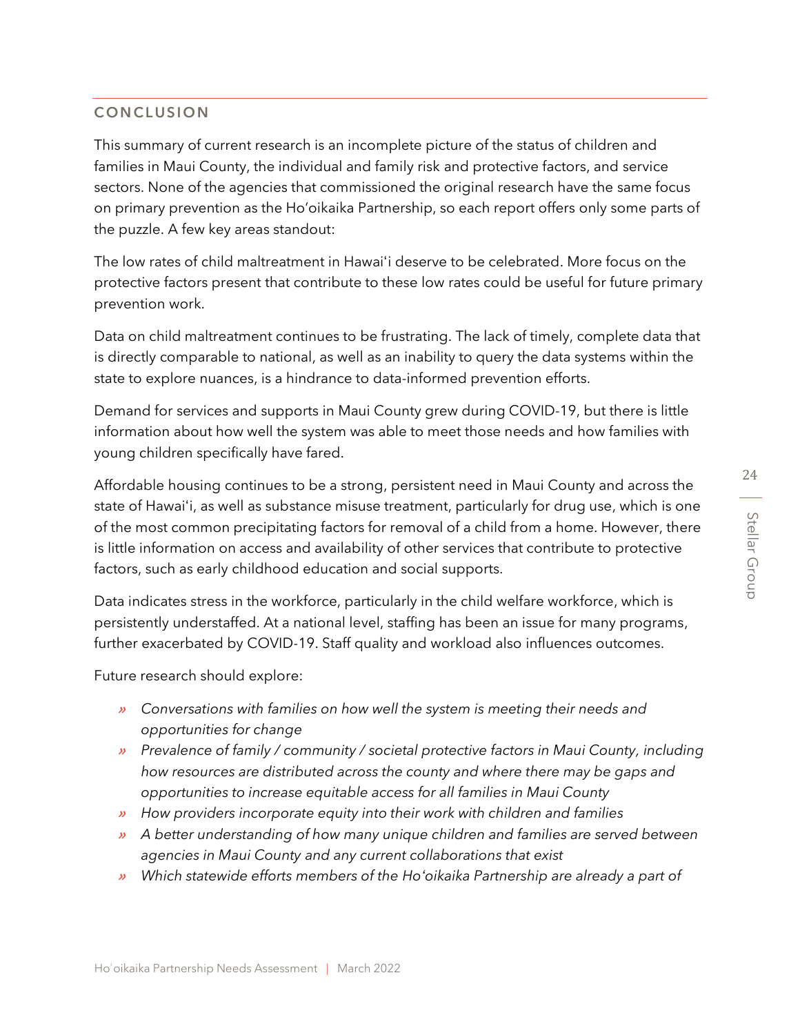## CONCLUSION

This summary of current research is an incomplete picture of the status of children and families in Maui County, the individual and family risk and protective factors, and service sectors. None of the agencies that commissioned the original research have the same focus on primary prevention as the Ho'oikaika Partnership, so each report offers only some parts of the puzzle. A few key areas standout:

The low rates of child maltreatment in Hawaiʻi deserve to be celebrated. More focus on the protective factors present that contribute to these low rates could be useful for future primary prevention work.

Data on child maltreatment continues to be frustrating. The lack of timely, complete data that is directly comparable to national, as well as an inability to query the data systems within the state to explore nuances, is a hindrance to data-informed prevention efforts.

Demand for services and supports in Maui County grew during COVID-19, but there is little information about how well the system was able to meet those needs and how families with young children specifically have fared.

Affordable housing continues to be a strong, persistent need in Maui County and across the state of Hawaiʻi, as well as substance misuse treatment, particularly for drug use, which is one of the most common precipitating factors for removal of a child from a home. However, there is little information on access and availability of other services that contribute to protective factors, such as early childhood education and social supports.

Data indicates stress in the workforce, particularly in the child welfare workforce, which is persistently understaffed. At a national level, staffing has been an issue for many programs, further exacerbated by COVID-19. Staff quality and workload also influences outcomes.

Future research should explore:

- *Conversations with families on how well the system is meeting their needs and opportunities for change*
- *Prevalence of family / community / societal protective factors in Maui County, including how resources are distributed across the county and where there may be gaps and opportunities to increase equitable access for all families in Maui County*
- *How providers incorporate equity into their work with children and families*
- *A better understanding of how many unique children and families are served between agencies in Maui County and any current collaborations that exist*
- *Which statewide efforts members of the Ho'oikaika Partnership are already a part of*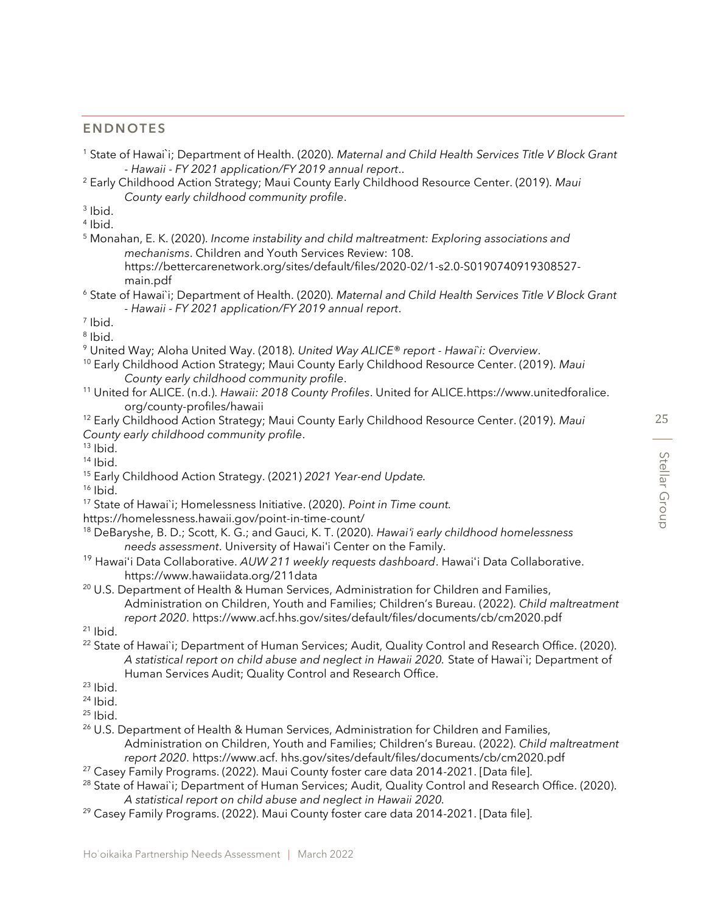## ENDNOTES

[1] State of Hawai`i; Department of Health. (2020). *Maternal and Child Health Services Title V Block Grant - Hawaii - FY 2021 application/FY 2019 annual report*..

[2] Early Childhood Action Strategy; Maui County Early Childhood Resource Center. (2019). *Maui County early childhood community profile*.

[3] Ibid.

[4] Ibid.

[5] Monahan, E. K. (2020). *Income instability and child maltreatment: Exploring associations and mechanisms*. Children and Youth Services Review: 108. https://bettercarenetwork.org/sites/default/files/2020-02/1-s2.0-S0190740919308527-main.pdf

[6] State of Hawai`i; Department of Health. (2020). *Maternal and Child Health Services Title V Block Grant - Hawaii - FY 2021 application/FY 2019 annual report*.

[7] Ibid.

[8] Ibid.

[9] United Way; Aloha United Way. (2018). *United Way ALICE® report - Hawai`i: Overview*.

[10] Early Childhood Action Strategy; Maui County Early Childhood Resource Center. (2019). *Maui County early childhood community profile*.

[11] United for ALICE. (n.d.). *Hawaii: 2018 County Profiles*. United for ALICE.https://www.unitedforalice.org/county-profiles/hawaii

[12] Early Childhood Action Strategy; Maui County Early Childhood Resource Center. (2019). *Maui County early childhood community profile*.

[13] Ibid.

[14] Ibid.

[15] Early Childhood Action Strategy. (2021) *2021 Year-end Update*.

[16] Ibid.

[17] State of Hawai`i; Homelessness Initiative. (2020). *Point in Time count*. https://homelessness.hawaii.gov/point-in-time-count/

[18] DeBaryshe, B. D.; Scott, K. G.; and Gauci, K. T. (2020). *Hawai'i early childhood homelessness needs assessment*. University of Hawai'i Center on the Family.

[19] Hawai'i Data Collaborative. *AUW 211 weekly requests dashboard*. Hawai'i Data Collaborative. https://www.hawaiidata.org/211data

[20] U.S. Department of Health & Human Services, Administration for Children and Families, Administration on Children, Youth and Families; Children's Bureau. (2022). *Child maltreatment report 2020*. https://www.acf.hhs.gov/sites/default/files/documents/cb/cm2020.pdf

[21] Ibid.

[22] State of Hawai`i; Department of Human Services; Audit, Quality Control and Research Office. (2020). *A statistical report on child abuse and neglect in Hawaii 2020.* State of Hawai`i; Department of Human Services Audit; Quality Control and Research Office.

[23] Ibid.

[24] Ibid.

[25] Ibid.

[26] U.S. Department of Health & Human Services, Administration for Children and Families, Administration on Children, Youth and Families; Children's Bureau. (2022). *Child maltreatment report 2020*. https://www.acf. hhs.gov/sites/default/files/documents/cb/cm2020.pdf

[27] Casey Family Programs. (2022). Maui County foster care data 2014-2021. [Data file].

[28] State of Hawai`i; Department of Human Services; Audit, Quality Control and Research Office. (2020). *A statistical report on child abuse and neglect in Hawaii 2020.*

[29] Casey Family Programs. (2022). Maui County foster care data 2014-2021. [Data file].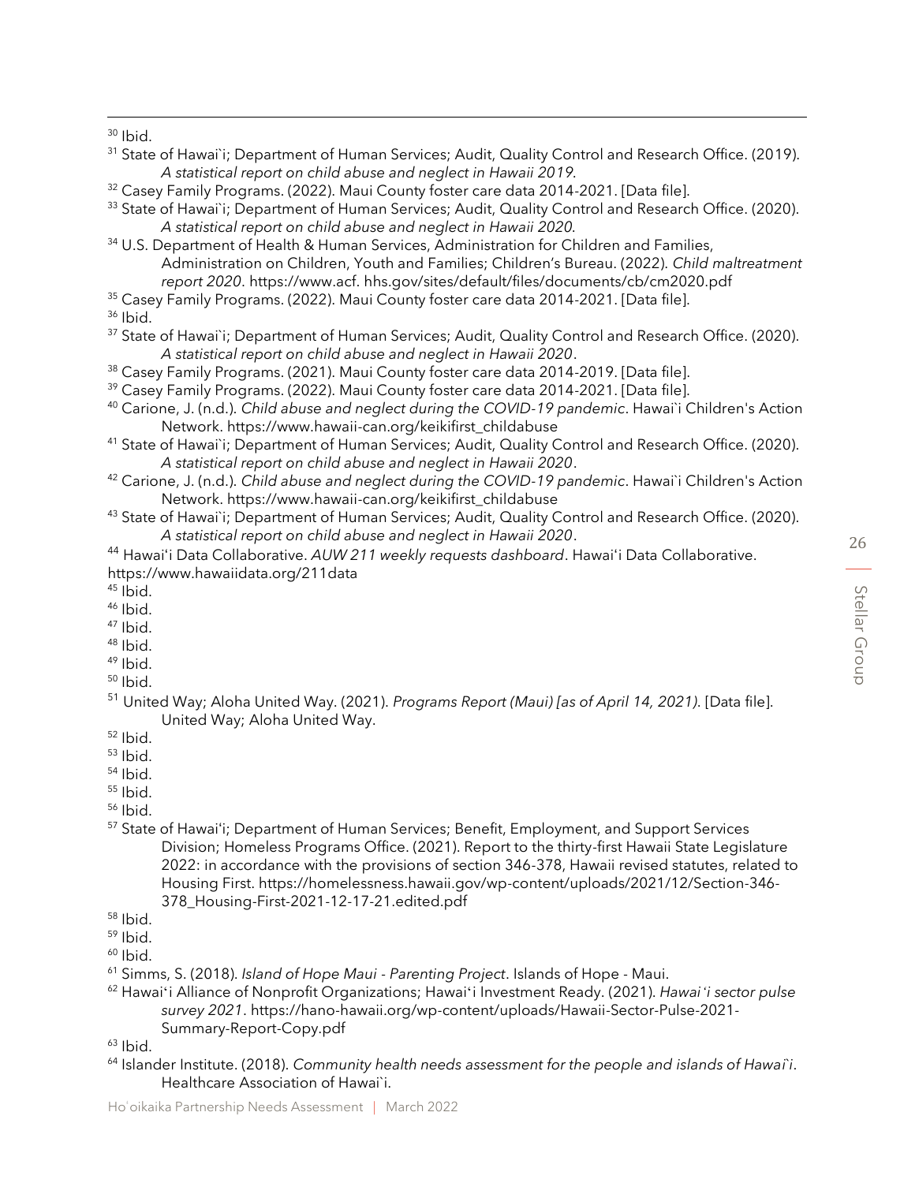[30] Ibid.

[31] State of Hawai`i; Department of Human Services; Audit, Quality Control and Research Office. (2019). *A statistical report on child abuse and neglect in Hawaii 2019.*

[32] Casey Family Programs. (2022). Maui County foster care data 2014-2021. [Data file].

[33] State of Hawai`i; Department of Human Services; Audit, Quality Control and Research Office. (2020). *A statistical report on child abuse and neglect in Hawaii 2020.*

[34] U.S. Department of Health & Human Services, Administration for Children and Families, Administration on Children, Youth and Families; Children's Bureau. (2022). *Child maltreatment report 2020*. https://www.acf. hhs.gov/sites/default/files/documents/cb/cm2020.pdf

[35] Casey Family Programs. (2022). Maui County foster care data 2014-2021. [Data file].

[36] Ibid.

[37] State of Hawai`i; Department of Human Services; Audit, Quality Control and Research Office. (2020). *A statistical report on child abuse and neglect in Hawaii 2020*.

[38] Casey Family Programs. (2021). Maui County foster care data 2014-2019. [Data file].

[39] Casey Family Programs. (2022). Maui County foster care data 2014-2021. [Data file].

[40] Carione, J. (n.d.). *Child abuse and neglect during the COVID-19 pandemic*. Hawai`i Children's Action Network. https://www.hawaii-can.org/keikifirst_childabuse

[41] State of Hawai`i; Department of Human Services; Audit, Quality Control and Research Office. (2020). *A statistical report on child abuse and neglect in Hawaii 2020*.

[42] Carione, J. (n.d.). *Child abuse and neglect during the COVID-19 pandemic*. Hawai`i Children's Action Network. https://www.hawaii-can.org/keikifirst_childabuse

[43] State of Hawai`i; Department of Human Services; Audit, Quality Control and Research Office. (2020). *A statistical report on child abuse and neglect in Hawaii 2020*.

[44] Hawai'i Data Collaborative. *AUW 211 weekly requests dashboard*. Hawai'i Data Collaborative. https://www.hawaiidata.org/211data

[45] Ibid.

[46] Ibid.

[47] Ibid.

[48] Ibid.

[49] Ibid.

[50] Ibid.

[51] United Way; Aloha United Way. (2021). *Programs Report (Maui) [as of April 14, 2021)*. [Data file]. United Way; Aloha United Way.

[52] Ibid.

[53] Ibid.

[54] Ibid.

[55] Ibid.

[56] Ibid.

[57] State of Hawai'i; Department of Human Services; Benefit, Employment, and Support Services Division; Homeless Programs Office. (2021). Report to the thirty-first Hawaii State Legislature 2022: in accordance with the provisions of section 346-378, Hawaii revised statutes, related to Housing First. https://homelessness.hawaii.gov/wp-content/uploads/2021/12/Section-346-378_Housing-First-2021-12-17-21.edited.pdf

[58] Ibid.

[59] Ibid.

[60] Ibid.

[61] Simms, S. (2018). *Island of Hope Maui - Parenting Project*. Islands of Hope - Maui.

[62] Hawai'i Alliance of Nonprofit Organizations; Hawai'i Investment Ready. (2021). *Hawai'i sector pulse survey 2021*. https://hano-hawaii.org/wp-content/uploads/Hawaii-Sector-Pulse-2021-Summary-Report-Copy.pdf

[63] Ibid.

[64] Islander Institute. (2018). *Community health needs assessment for the people and islands of Hawai`i*. Healthcare Association of Hawai`i.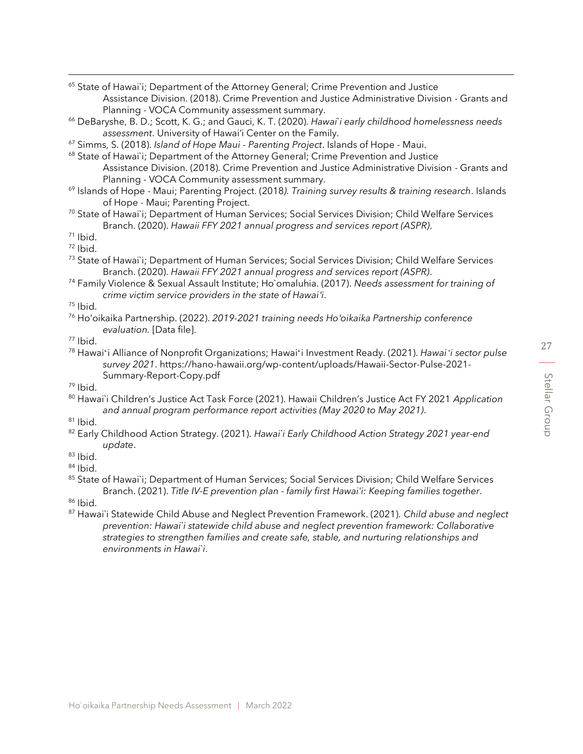[65] State of Hawai`i; Department of the Attorney General; Crime Prevention and Justice Assistance Division. (2018). Crime Prevention and Justice Administrative Division - Grants and Planning - VOCA Community assessment summary.

[66] DeBaryshe, B. D.; Scott, K. G.; and Gauci, K. T. (2020). *Hawai`i early childhood homelessness needs assessment*. University of Hawai'i Center on the Family.

[67] Simms, S. (2018). *Island of Hope Maui - Parenting Project*. Islands of Hope - Maui.

[68] State of Hawai`i; Department of the Attorney General; Crime Prevention and Justice Assistance Division. (2018). Crime Prevention and Justice Administrative Division - Grants and Planning - VOCA Community assessment summary.

[69] Islands of Hope - Maui; Parenting Project. (2018*). Training survey results & training research*. Islands of Hope - Maui; Parenting Project.

[70] State of Hawai`i; Department of Human Services; Social Services Division; Child Welfare Services Branch. (2020). *Hawaii FFY 2021 annual progress and services report (ASPR)*.

[71] Ibid.

[72] Ibid.

[73] State of Hawai`i; Department of Human Services; Social Services Division; Child Welfare Services Branch. (2020). *Hawaii FFY 2021 annual progress and services report (ASPR)*.

[74] Family Violence & Sexual Assault Institute; Ho`omaluhia. (2017). *Needs assessment for training of crime victim service providers in the state of Hawai'i*.

[75] Ibid.

[76] Ho'oikaika Partnership. (2022). *2019-2021 training needs Ho'oikaika Partnership conference evaluation.* [Data file].

[77] Ibid.

[78] Hawai'i Alliance of Nonprofit Organizations; Hawai'i Investment Ready. (2021). *Hawai'i sector pulse survey 2021*. https://hano-hawaii.org/wp-content/uploads/Hawaii-Sector-Pulse-2021-Summary-Report-Copy.pdf

[79] Ibid.

[80] Hawai`i Children's Justice Act Task Force (2021). Hawaii Children's Justice Act FY 2021 *Application and annual program performance report activities (May 2020 to May 2021)*.

[81] Ibid.

[82] Early Childhood Action Strategy. (2021). *Hawai`i Early Childhood Action Strategy 2021 year-end update*.

[83] Ibid.

[84] Ibid.

[85] State of Hawai`i; Department of Human Services; Social Services Division; Child Welfare Services Branch. (2021). *Title IV-E prevention plan - family first Hawai'i: Keeping families together*.

[86] Ibid.

[87] Hawai`i Statewide Child Abuse and Neglect Prevention Framework. (2021). *Child abuse and neglect prevention: Hawai`i statewide child abuse and neglect prevention framework: Collaborative strategies to strengthen families and create safe, stable, and nurturing relationships and environments in Hawai`i*.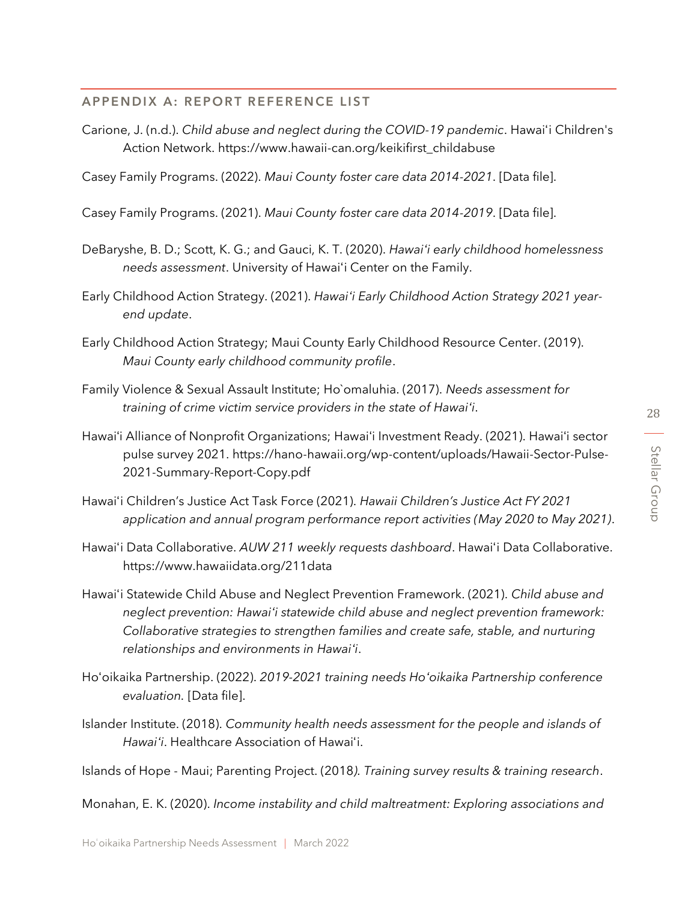## APPENDIX A: REPORT REFERENCE LIST

Carione, J. (n.d.). *Child abuse and neglect during the COVID-19 pandemic*. Hawaiʻi Children's Action Network. https://www.hawaii-can.org/keikifirst_childabuse

Casey Family Programs. (2022). *Maui County foster care data 2014-2021*. [Data file].

Casey Family Programs. (2021). *Maui County foster care data 2014-2019*. [Data file].

DeBaryshe, B. D.; Scott, K. G.; and Gauci, K. T. (2020). *Hawaiʻi early childhood homelessness needs assessment*. University of Hawaiʻi Center on the Family.

Early Childhood Action Strategy. (2021). *Hawaiʻi Early Childhood Action Strategy 2021 year-end update*.

Early Childhood Action Strategy; Maui County Early Childhood Resource Center. (2019). *Maui County early childhood community profile*.

Family Violence & Sexual Assault Institute; Ho`omaluhia. (2017). *Needs assessment for training of crime victim service providers in the state of Hawaiʻi*.

Hawaiʻi Alliance of Nonprofit Organizations; Hawaiʻi Investment Ready. (2021). Hawaiʻi sector pulse survey 2021. https://hano-hawaii.org/wp-content/uploads/Hawaii-Sector-Pulse-2021-Summary-Report-Copy.pdf

Hawaiʻi Children's Justice Act Task Force (2021). *Hawaii Children's Justice Act FY 2021 application and annual program performance report activities (May 2020 to May 2021)*.

Hawaiʻi Data Collaborative. *AUW 211 weekly requests dashboard*. Hawaiʻi Data Collaborative. https://www.hawaiidata.org/211data

Hawaiʻi Statewide Child Abuse and Neglect Prevention Framework. (2021). *Child abuse and neglect prevention: Hawaiʻi statewide child abuse and neglect prevention framework: Collaborative strategies to strengthen families and create safe, stable, and nurturing relationships and environments in Hawaiʻi*.

Hoʻoikaika Partnership. (2022). *2019-2021 training needs Hoʻoikaika Partnership conference evaluation*. [Data file].

Islander Institute. (2018). *Community health needs assessment for the people and islands of Hawaiʻi*. Healthcare Association of Hawaiʻi.

Islands of Hope - Maui; Parenting Project. (2018*). Training survey results & training research*.

Monahan, E. K. (2020). *Income instability and child maltreatment: Exploring associations and*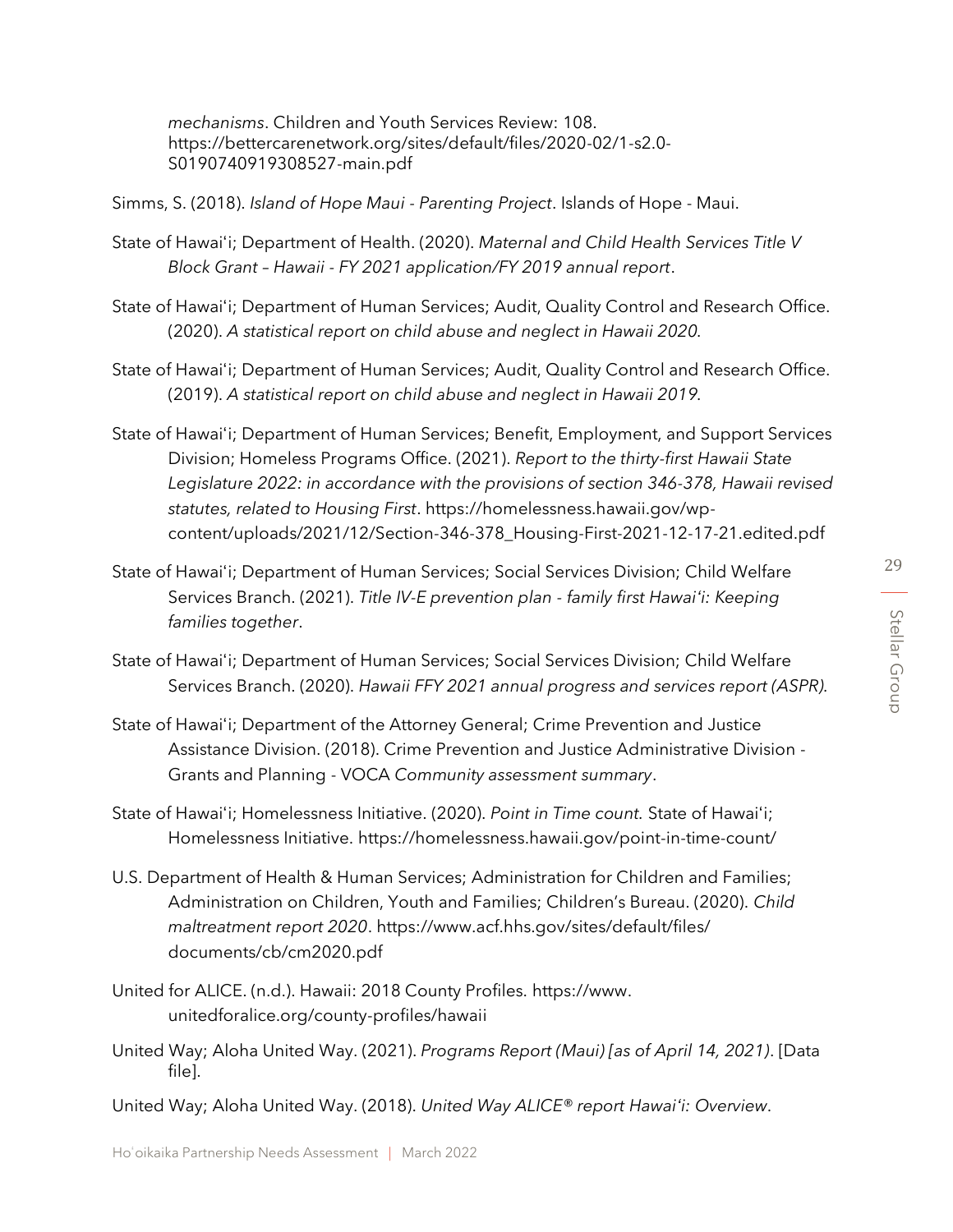*mechanisms*. Children and Youth Services Review: 108. https://bettercarenetwork.org/sites/default/files/2020-02/1-s2.0-S0190740919308527-main.pdf

Simms, S. (2018). *Island of Hope Maui - Parenting Project*. Islands of Hope - Maui.

State of Hawai'i; Department of Health. (2020). *Maternal and Child Health Services Title V Block Grant – Hawaii - FY 2021 application/FY 2019 annual report*.

State of Hawai'i; Department of Human Services; Audit, Quality Control and Research Office. (2020). *A statistical report on child abuse and neglect in Hawaii 2020*.

State of Hawai'i; Department of Human Services; Audit, Quality Control and Research Office. (2019). *A statistical report on child abuse and neglect in Hawaii 2019*.

State of Hawai'i; Department of Human Services; Benefit, Employment, and Support Services Division; Homeless Programs Office. (2021). *Report to the thirty-first Hawaii State Legislature 2022: in accordance with the provisions of section 346-378, Hawaii revised statutes, related to Housing First*. https://homelessness.hawaii.gov/wp-content/uploads/2021/12/Section-346-378_Housing-First-2021-12-17-21.edited.pdf

State of Hawai'i; Department of Human Services; Social Services Division; Child Welfare Services Branch. (2021). *Title IV-E prevention plan - family first Hawai'i: Keeping families together*.

State of Hawai'i; Department of Human Services; Social Services Division; Child Welfare Services Branch. (2020). *Hawaii FFY 2021 annual progress and services report (ASPR).*

State of Hawai'i; Department of the Attorney General; Crime Prevention and Justice Assistance Division. (2018). Crime Prevention and Justice Administrative Division - Grants and Planning - VOCA *Community assessment summary*.

State of Hawai'i; Homelessness Initiative. (2020). *Point in Time count.* State of Hawai'i; Homelessness Initiative. https://homelessness.hawaii.gov/point-in-time-count/

U.S. Department of Health & Human Services; Administration for Children and Families; Administration on Children, Youth and Families; Children's Bureau. (2020). *Child maltreatment report 2020*. https://www.acf.hhs.gov/sites/default/files/documents/cb/cm2020.pdf

United for ALICE. (n.d.). Hawaii: 2018 County Profiles. https://www.unitedforalice.org/county-profiles/hawaii

United Way; Aloha United Way. (2021). *Programs Report (Maui) [as of April 14, 2021)*. [Data file].

United Way; Aloha United Way. (2018). *United Way ALICE® report Hawai'i: Overview*.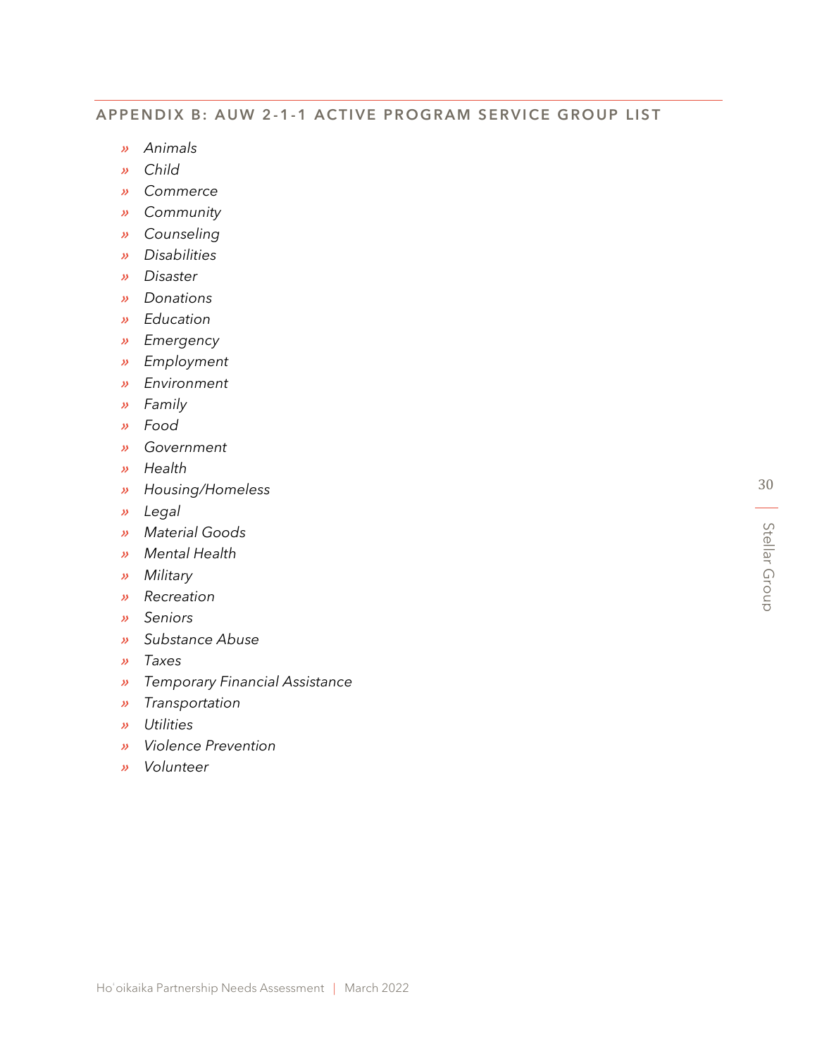## APPENDIX B: AUW 2-1-1 ACTIVE PROGRAM SERVICE GROUP LIST

- *Animals*
- *Child*
- *Commerce*
- *Community*
- *Counseling*
- *Disabilities*
- *Disaster*
- *Donations*
- *Education*
- *Emergency*
- *Employment*
- *Environment*
- *Family*
- *Food*
- *Government*
- *Health*
- *Housing/Homeless*
- *Legal*
- *Material Goods*
- *Mental Health*
- *Military*
- *Recreation*
- *Seniors*
- *Substance Abuse*
- *Taxes*
- *Temporary Financial Assistance*
- *Transportation*
- *Utilities*
- *Violence Prevention*
- *Volunteer*